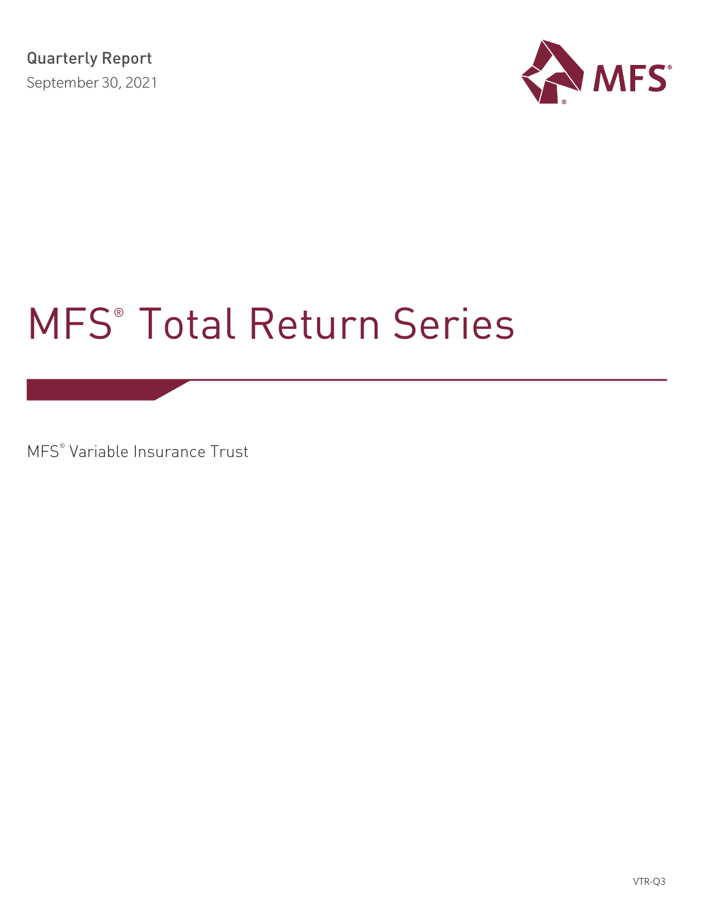Quarterly Report

September 30, 2021

MFS®

# MFS® Total Return Series

MFS® Variable Insurance Trust

VTR-Q3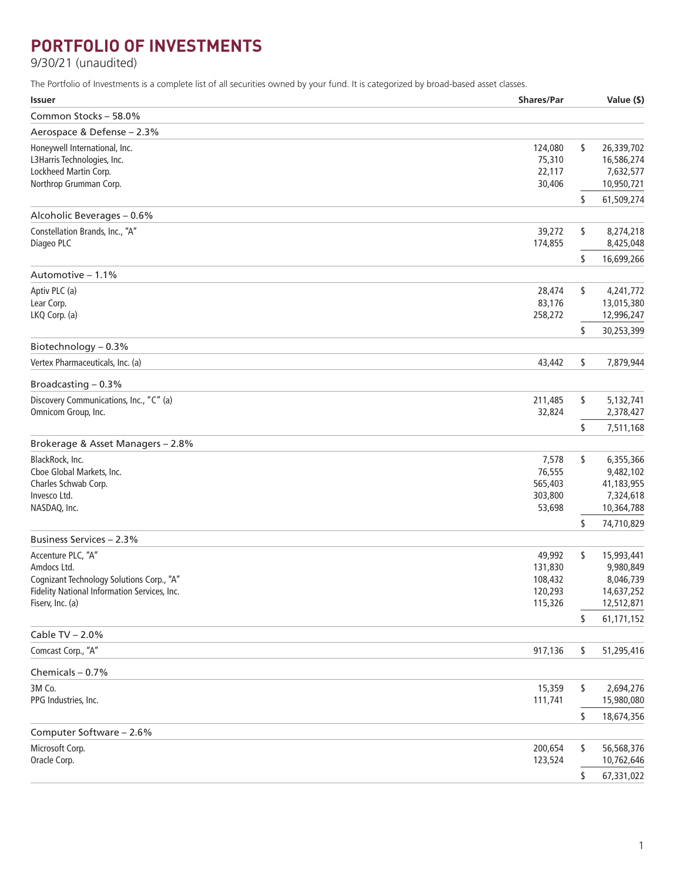# PORTFOLIO OF INVESTMENTS

9/30/21 (unaudited)

The Portfolio of Investments is a complete list of all securities owned by your fund. It is categorized by broad-based asset classes.

| Issuer | Shares/Par | Value ($) |
|---|---|---|
| **Common Stocks – 58.0%** | | |
| **Aerospace & Defense – 2.3%** | | |
| Honeywell International, Inc. | 124,080 | $ 26,339,702 |
| L3Harris Technologies, Inc. | 75,310 | 16,586,274 |
| Lockheed Martin Corp. | 22,117 | 7,632,577 |
| Northrop Grumman Corp. | 30,406 | 10,950,721 |
| | | $ 61,509,274 |
| **Alcoholic Beverages – 0.6%** | | |
| Constellation Brands, Inc., "A" | 39,272 | $ 8,274,218 |
| Diageo PLC | 174,855 | 8,425,048 |
| | | $ 16,699,266 |
| **Automotive – 1.1%** | | |
| Aptiv PLC (a) | 28,474 | $ 4,241,772 |
| Lear Corp. | 83,176 | 13,015,380 |
| LKQ Corp. (a) | 258,272 | 12,996,247 |
| | | $ 30,253,399 |
| **Biotechnology – 0.3%** | | |
| Vertex Pharmaceuticals, Inc. (a) | 43,442 | $ 7,879,944 |
| **Broadcasting – 0.3%** | | |
| Discovery Communications, Inc., "C" (a) | 211,485 | $ 5,132,741 |
| Omnicom Group, Inc. | 32,824 | 2,378,427 |
| | | $ 7,511,168 |
| **Brokerage & Asset Managers – 2.8%** | | |
| BlackRock, Inc. | 7,578 | $ 6,355,366 |
| Cboe Global Markets, Inc. | 76,555 | 9,482,102 |
| Charles Schwab Corp. | 565,403 | 41,183,955 |
| Invesco Ltd. | 303,800 | 7,324,618 |
| NASDAQ, Inc. | 53,698 | 10,364,788 |
| | | $ 74,710,829 |
| **Business Services – 2.3%** | | |
| Accenture PLC, "A" | 49,992 | $ 15,993,441 |
| Amdocs Ltd. | 131,830 | 9,980,849 |
| Cognizant Technology Solutions Corp., "A" | 108,432 | 8,046,739 |
| Fidelity National Information Services, Inc. | 120,293 | 14,637,252 |
| Fiserv, Inc. (a) | 115,326 | 12,512,871 |
| | | $ 61,171,152 |
| **Cable TV – 2.0%** | | |
| Comcast Corp., "A" | 917,136 | $ 51,295,416 |
| **Chemicals – 0.7%** | | |
| 3M Co. | 15,359 | $ 2,694,276 |
| PPG Industries, Inc. | 111,741 | 15,980,080 |
| | | $ 18,674,356 |
| **Computer Software – 2.6%** | | |
| Microsoft Corp. | 200,654 | $ 56,568,376 |
| Oracle Corp. | 123,524 | 10,762,646 |
| | | $ 67,331,022 |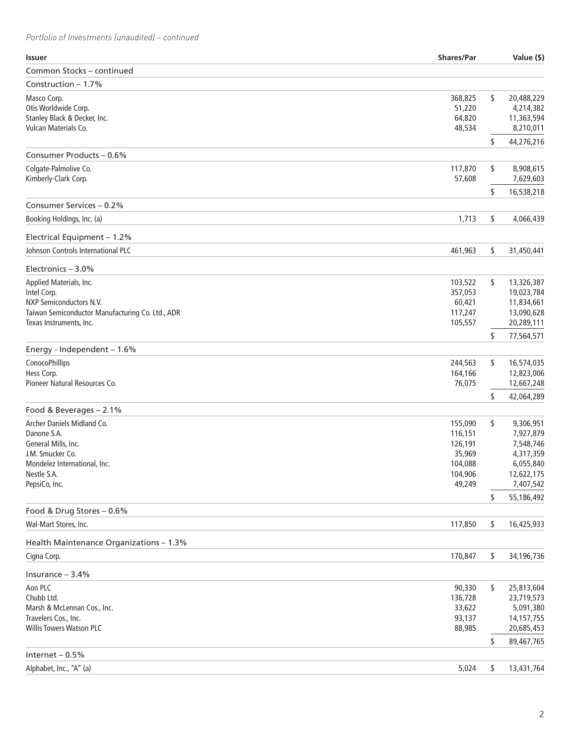*Portfolio of Investments (unaudited) – continued*

| Issuer | Shares/Par | Value ($) |
|---|---|---|
| **Common Stocks – continued** | | |
| **Construction – 1.7%** | | |
| Masco Corp. | 368,825 | $ 20,488,229 |
| Otis Worldwide Corp. | 51,220 | 4,214,382 |
| Stanley Black & Decker, Inc. | 64,820 | 11,363,594 |
| Vulcan Materials Co. | 48,534 | 8,210,011 |
| | | $ 44,276,216 |
| **Consumer Products – 0.6%** | | |
| Colgate-Palmolive Co. | 117,870 | $ 8,908,615 |
| Kimberly-Clark Corp. | 57,608 | 7,629,603 |
| | | $ 16,538,218 |
| **Consumer Services – 0.2%** | | |
| Booking Holdings, Inc. (a) | 1,713 | $ 4,066,439 |
| **Electrical Equipment – 1.2%** | | |
| Johnson Controls International PLC | 461,963 | $ 31,450,441 |
| **Electronics – 3.0%** | | |
| Applied Materials, Inc. | 103,522 | $ 13,326,387 |
| Intel Corp. | 357,053 | 19,023,784 |
| NXP Semiconductors N.V. | 60,421 | 11,834,661 |
| Taiwan Semiconductor Manufacturing Co. Ltd., ADR | 117,247 | 13,090,628 |
| Texas Instruments, Inc. | 105,557 | 20,289,111 |
| | | $ 77,564,571 |
| **Energy - Independent – 1.6%** | | |
| ConocoPhillips | 244,563 | $ 16,574,035 |
| Hess Corp. | 164,166 | 12,823,006 |
| Pioneer Natural Resources Co. | 76,075 | 12,667,248 |
| | | $ 42,064,289 |
| **Food & Beverages – 2.1%** | | |
| Archer Daniels Midland Co. | 155,090 | $ 9,306,951 |
| Danone S.A. | 116,151 | 7,927,879 |
| General Mills, Inc. | 126,191 | 7,548,746 |
| J.M. Smucker Co. | 35,969 | 4,317,359 |
| Mondelez International, Inc. | 104,088 | 6,055,840 |
| Nestle S.A. | 104,906 | 12,622,175 |
| PepsiCo, Inc. | 49,249 | 7,407,542 |
| | | $ 55,186,492 |
| **Food & Drug Stores – 0.6%** | | |
| Wal-Mart Stores, Inc. | 117,850 | $ 16,425,933 |
| **Health Maintenance Organizations – 1.3%** | | |
| Cigna Corp. | 170,847 | $ 34,196,736 |
| **Insurance – 3.4%** | | |
| Aon PLC | 90,330 | $ 25,813,604 |
| Chubb Ltd. | 136,728 | 23,719,573 |
| Marsh & McLennan Cos., Inc. | 33,622 | 5,091,380 |
| Travelers Cos., Inc. | 93,137 | 14,157,755 |
| Willis Towers Watson PLC | 88,985 | 20,685,453 |
| | | $ 89,467,765 |
| **Internet – 0.5%** | | |
| Alphabet, Inc., "A" (a) | 5,024 | $ 13,431,764 |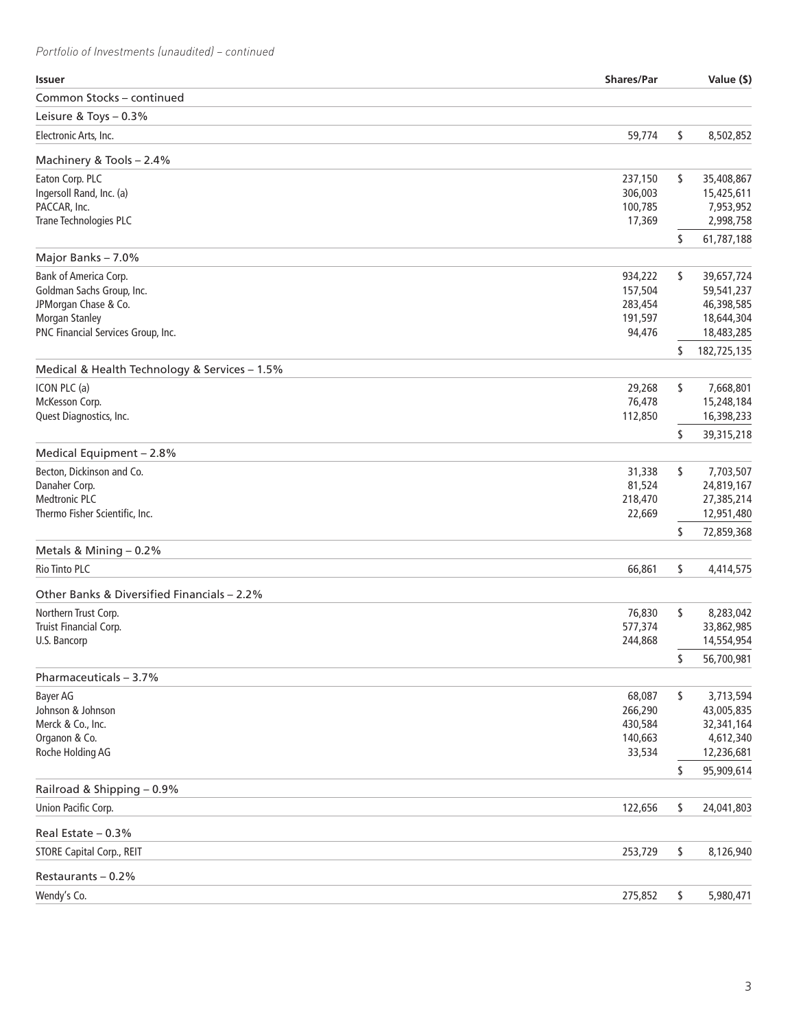*Portfolio of Investments (unaudited) – continued*

| Issuer | Shares/Par | Value ($) |
|---|---|---|
| **Common Stocks – continued** | | |
| **Leisure & Toys – 0.3%** | | |
| Electronic Arts, Inc. | 59,774 | $ 8,502,852 |
| **Machinery & Tools – 2.4%** | | |
| Eaton Corp. PLC | 237,150 | $ 35,408,867 |
| Ingersoll Rand, Inc. (a) | 306,003 | 15,425,611 |
| PACCAR, Inc. | 100,785 | 7,953,952 |
| Trane Technologies PLC | 17,369 | 2,998,758 |
| | | $ 61,787,188 |
| **Major Banks – 7.0%** | | |
| Bank of America Corp. | 934,222 | $ 39,657,724 |
| Goldman Sachs Group, Inc. | 157,504 | 59,541,237 |
| JPMorgan Chase & Co. | 283,454 | 46,398,585 |
| Morgan Stanley | 191,597 | 18,644,304 |
| PNC Financial Services Group, Inc. | 94,476 | 18,483,285 |
| | | $ 182,725,135 |
| **Medical & Health Technology & Services – 1.5%** | | |
| ICON PLC (a) | 29,268 | $ 7,668,801 |
| McKesson Corp. | 76,478 | 15,248,184 |
| Quest Diagnostics, Inc. | 112,850 | 16,398,233 |
| | | $ 39,315,218 |
| **Medical Equipment – 2.8%** | | |
| Becton, Dickinson and Co. | 31,338 | $ 7,703,507 |
| Danaher Corp. | 81,524 | 24,819,167 |
| Medtronic PLC | 218,470 | 27,385,214 |
| Thermo Fisher Scientific, Inc. | 22,669 | 12,951,480 |
| | | $ 72,859,368 |
| **Metals & Mining – 0.2%** | | |
| Rio Tinto PLC | 66,861 | $ 4,414,575 |
| **Other Banks & Diversified Financials – 2.2%** | | |
| Northern Trust Corp. | 76,830 | $ 8,283,042 |
| Truist Financial Corp. | 577,374 | 33,862,985 |
| U.S. Bancorp | 244,868 | 14,554,954 |
| | | $ 56,700,981 |
| **Pharmaceuticals – 3.7%** | | |
| Bayer AG | 68,087 | $ 3,713,594 |
| Johnson & Johnson | 266,290 | 43,005,835 |
| Merck & Co., Inc. | 430,584 | 32,341,164 |
| Organon & Co. | 140,663 | 4,612,340 |
| Roche Holding AG | 33,534 | 12,236,681 |
| | | $ 95,909,614 |
| **Railroad & Shipping – 0.9%** | | |
| Union Pacific Corp. | 122,656 | $ 24,041,803 |
| **Real Estate – 0.3%** | | |
| STORE Capital Corp., REIT | 253,729 | $ 8,126,940 |
| **Restaurants – 0.2%** | | |
| Wendy's Co. | 275,852 | $ 5,980,471 |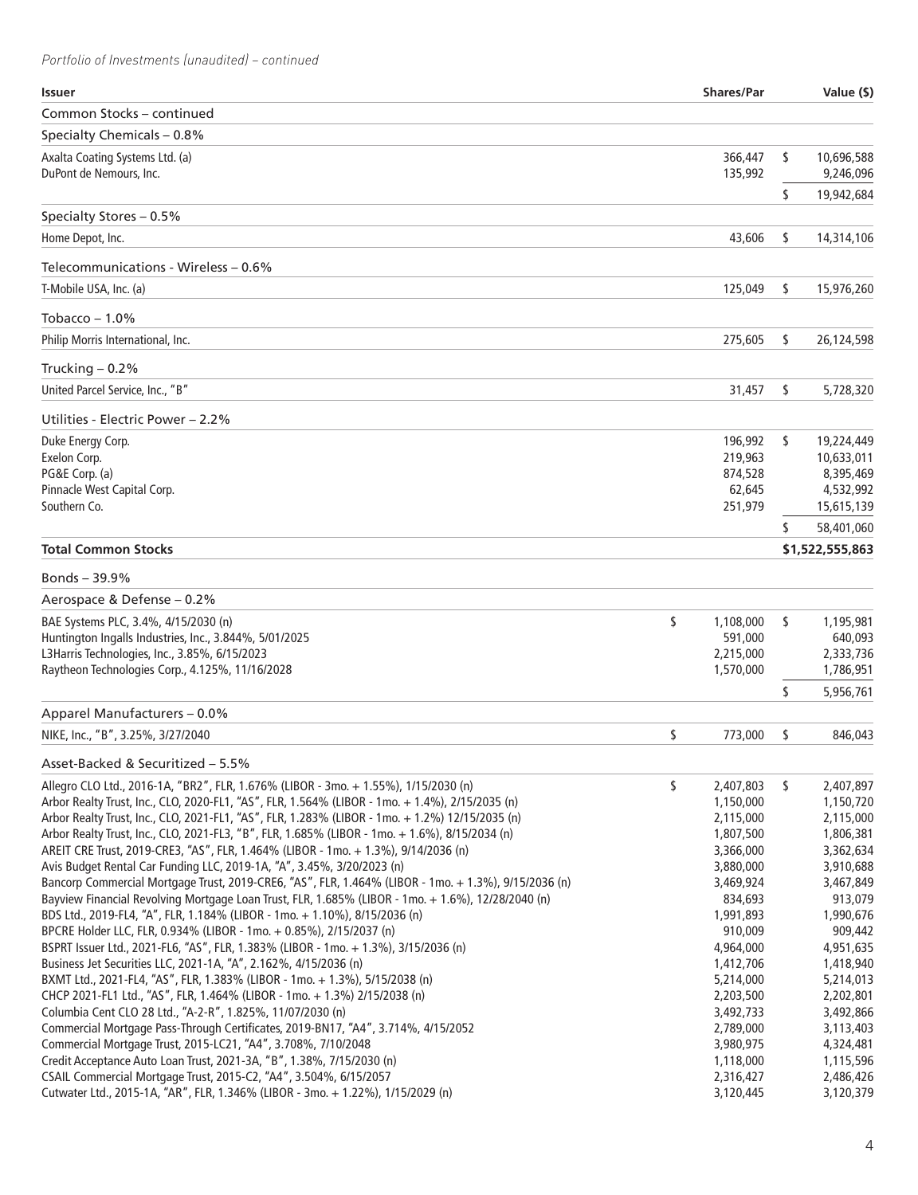*Portfolio of Investments (unaudited) – continued*

| Issuer | Shares/Par | Value ($) |
|---|---|---|
| Common Stocks – continued | | |
| Specialty Chemicals – 0.8% | | |
| Axalta Coating Systems Ltd. (a) | 366,447 | $ 10,696,588 |
| DuPont de Nemours, Inc. | 135,992 | 9,246,096 |
| | | $ 19,942,684 |
| Specialty Stores – 0.5% | | |
| Home Depot, Inc. | 43,606 | $ 14,314,106 |
| Telecommunications - Wireless – 0.6% | | |
| T-Mobile USA, Inc. (a) | 125,049 | $ 15,976,260 |
| Tobacco – 1.0% | | |
| Philip Morris International, Inc. | 275,605 | $ 26,124,598 |
| Trucking – 0.2% | | |
| United Parcel Service, Inc., "B" | 31,457 | $ 5,728,320 |
| Utilities - Electric Power – 2.2% | | |
| Duke Energy Corp. | 196,992 | $ 19,224,449 |
| Exelon Corp. | 219,963 | 10,633,011 |
| PG&E Corp. (a) | 874,528 | 8,395,469 |
| Pinnacle West Capital Corp. | 62,645 | 4,532,992 |
| Southern Co. | 251,979 | 15,615,139 |
| | | $ 58,401,060 |
| **Total Common Stocks** | | **$1,522,555,863** |
| Bonds – 39.9% | | |
| Aerospace & Defense – 0.2% | | |
| BAE Systems PLC, 3.4%, 4/15/2030 (n) | $ 1,108,000 | $ 1,195,981 |
| Huntington Ingalls Industries, Inc., 3.844%, 5/01/2025 | 591,000 | 640,093 |
| L3Harris Technologies, Inc., 3.85%, 6/15/2023 | 2,215,000 | 2,333,736 |
| Raytheon Technologies Corp., 4.125%, 11/16/2028 | 1,570,000 | 1,786,951 |
| | | $ 5,956,761 |
| Apparel Manufacturers – 0.0% | | |
| NIKE, Inc., "B", 3.25%, 3/27/2040 | $ 773,000 | $ 846,043 |
| Asset-Backed & Securitized – 5.5% | | |
| Allegro CLO Ltd., 2016-1A, "BR2", FLR, 1.676% (LIBOR - 3mo. + 1.55%), 1/15/2030 (n) | $ 2,407,803 | $ 2,407,897 |
| Arbor Realty Trust, Inc., CLO, 2020-FL1, "AS", FLR, 1.564% (LIBOR - 1mo. + 1.4%), 2/15/2035 (n) | 1,150,000 | 1,150,720 |
| Arbor Realty Trust, Inc., CLO, 2021-FL1, "AS", FLR, 1.283% (LIBOR - 1mo. + 1.2%) 12/15/2035 (n) | 2,115,000 | 2,115,000 |
| Arbor Realty Trust, Inc., CLO, 2021-FL3, "B", FLR, 1.685% (LIBOR - 1mo. + 1.6%), 8/15/2034 (n) | 1,807,500 | 1,806,381 |
| AREIT CRE Trust, 2019-CRE3, "AS", FLR, 1.464% (LIBOR - 1mo. + 1.3%), 9/14/2036 (n) | 3,366,000 | 3,362,634 |
| Avis Budget Rental Car Funding LLC, 2019-1A, "A", 3.45%, 3/20/2023 (n) | 3,880,000 | 3,910,688 |
| Bancorp Commercial Mortgage Trust, 2019-CRE6, "AS", FLR, 1.464% (LIBOR - 1mo. + 1.3%), 9/15/2036 (n) | 3,469,924 | 3,467,849 |
| Bayview Financial Revolving Mortgage Loan Trust, FLR, 1.685% (LIBOR - 1mo. + 1.6%), 12/28/2040 (n) | 834,693 | 913,079 |
| BDS Ltd., 2019-FL4, "A", FLR, 1.184% (LIBOR - 1mo. + 1.10%), 8/15/2036 (n) | 1,991,893 | 1,990,676 |
| BPCRE Holder LLC, FLR, 0.934% (LIBOR - 1mo. + 0.85%), 2/15/2037 (n) | 910,009 | 909,442 |
| BSPRT Issuer Ltd., 2021-FL6, "AS", FLR, 1.383% (LIBOR - 1mo. + 1.3%), 3/15/2036 (n) | 4,964,000 | 4,951,635 |
| Business Jet Securities LLC, 2021-1A, "A", 2.162%, 4/15/2036 (n) | 1,412,706 | 1,418,940 |
| BXMT Ltd., 2021-FL4, "AS", FLR, 1.383% (LIBOR - 1mo. + 1.3%), 5/15/2038 (n) | 5,214,000 | 5,214,013 |
| CHCP 2021-FL1 Ltd., "AS", FLR, 1.464% (LIBOR - 1mo. + 1.3%) 2/15/2038 (n) | 2,203,500 | 2,202,801 |
| Columbia Cent CLO 28 Ltd., "A-2-R", 1.825%, 11/07/2030 (n) | 3,492,733 | 3,492,866 |
| Commercial Mortgage Pass-Through Certificates, 2019-BN17, "A4", 3.714%, 4/15/2052 | 2,789,000 | 3,113,403 |
| Commercial Mortgage Trust, 2015-LC21, "A4", 3.708%, 7/10/2048 | 3,980,975 | 4,324,481 |
| Credit Acceptance Auto Loan Trust, 2021-3A, "B", 1.38%, 7/15/2030 (n) | 1,118,000 | 1,115,596 |
| CSAIL Commercial Mortgage Trust, 2015-C2, "A4", 3.504%, 6/15/2057 | 2,316,427 | 2,486,426 |
| Cutwater Ltd., 2015-1A, "AR", FLR, 1.346% (LIBOR - 3mo. + 1.22%), 1/15/2029 (n) | 3,120,445 | 3,120,379 |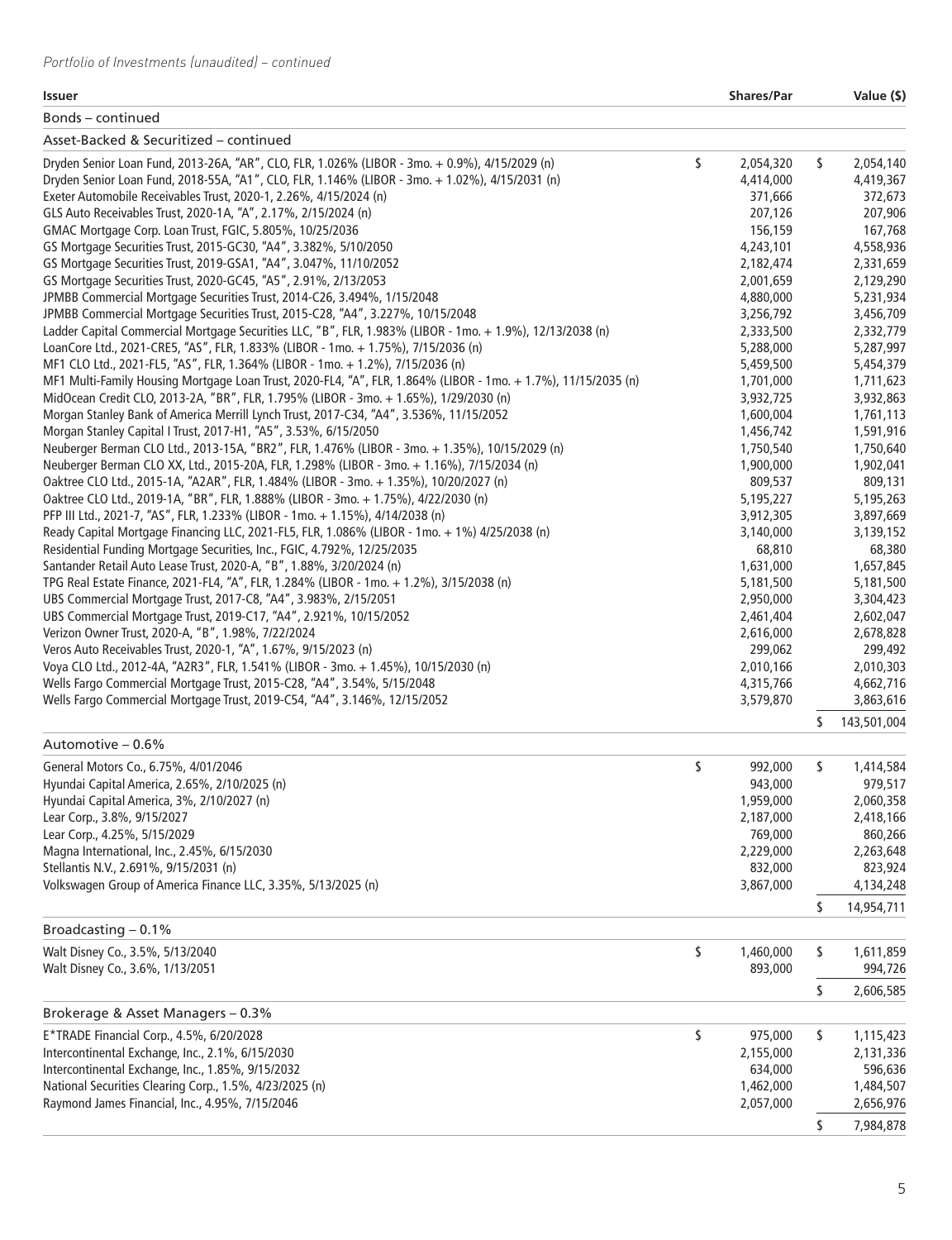*Portfolio of Investments (unaudited) – continued*

| Issuer | Shares/Par | Value ($) |
|---|---|---|
| Bonds – continued | | |
| Asset-Backed & Securitized – continued | | |
| Dryden Senior Loan Fund, 2013-26A, "AR", CLO, FLR, 1.026% (LIBOR - 3mo. + 0.9%), 4/15/2029 (n) | $ 2,054,320 | $ 2,054,140 |
| Dryden Senior Loan Fund, 2018-55A, "A1", CLO, FLR, 1.146% (LIBOR - 3mo. + 1.02%), 4/15/2031 (n) | 4,414,000 | 4,419,367 |
| Exeter Automobile Receivables Trust, 2020-1, 2.26%, 4/15/2024 (n) | 371,666 | 372,673 |
| GLS Auto Receivables Trust, 2020-1A, "A", 2.17%, 2/15/2024 (n) | 207,126 | 207,906 |
| GMAC Mortgage Corp. Loan Trust, FGIC, 5.805%, 10/25/2036 | 156,159 | 167,768 |
| GS Mortgage Securities Trust, 2015-GC30, "A4", 3.382%, 5/10/2050 | 4,243,101 | 4,558,936 |
| GS Mortgage Securities Trust, 2019-GSA1, "A4", 3.047%, 11/10/2052 | 2,182,474 | 2,331,659 |
| GS Mortgage Securities Trust, 2020-GC45, "A5", 2.91%, 2/13/2053 | 2,001,659 | 2,129,290 |
| JPMBB Commercial Mortgage Securities Trust, 2014-C26, 3.494%, 1/15/2048 | 4,880,000 | 5,231,934 |
| JPMBB Commercial Mortgage Securities Trust, 2015-C28, "A4", 3.227%, 10/15/2048 | 3,256,792 | 3,456,709 |
| Ladder Capital Commercial Mortgage Securities LLC, "B", FLR, 1.983% (LIBOR - 1mo. + 1.9%), 12/13/2038 (n) | 2,333,500 | 2,332,779 |
| LoanCore Ltd., 2021-CRE5, "AS", FLR, 1.833% (LIBOR - 1mo. + 1.75%), 7/15/2036 (n) | 5,288,000 | 5,287,997 |
| MF1 CLO Ltd., 2021-FL5, "AS", FLR, 1.364% (LIBOR - 1mo. + 1.2%), 7/15/2036 (n) | 5,459,500 | 5,454,379 |
| MF1 Multi-Family Housing Mortgage Loan Trust, 2020-FL4, "A", FLR, 1.864% (LIBOR - 1mo. + 1.7%), 11/15/2035 (n) | 1,701,000 | 1,711,623 |
| MidOcean Credit CLO, 2013-2A, "BR", FLR, 1.795% (LIBOR - 3mo. + 1.65%), 1/29/2030 (n) | 3,932,725 | 3,932,863 |
| Morgan Stanley Bank of America Merrill Lynch Trust, 2017-C34, "A4", 3.536%, 11/15/2052 | 1,600,004 | 1,761,113 |
| Morgan Stanley Capital I Trust, 2017-H1, "A5", 3.53%, 6/15/2050 | 1,456,742 | 1,591,916 |
| Neuberger Berman CLO Ltd., 2013-15A, "BR2", FLR, 1.476% (LIBOR - 3mo. + 1.35%), 10/15/2029 (n) | 1,750,540 | 1,750,640 |
| Neuberger Berman CLO XX, Ltd., 2015-20A, FLR, 1.298% (LIBOR - 3mo. + 1.16%), 7/15/2034 (n) | 1,900,000 | 1,902,041 |
| Oaktree CLO Ltd., 2015-1A, "A2AR", FLR, 1.484% (LIBOR - 3mo. + 1.35%), 10/20/2027 (n) | 809,537 | 809,131 |
| Oaktree CLO Ltd., 2019-1A, "BR", FLR, 1.888% (LIBOR - 3mo. + 1.75%), 4/22/2030 (n) | 5,195,227 | 5,195,263 |
| PFP III Ltd., 2021-7, "AS", FLR, 1.233% (LIBOR - 1mo. + 1.15%), 4/14/2038 (n) | 3,912,305 | 3,897,669 |
| Ready Capital Mortgage Financing LLC, 2021-FL5, FLR, 1.086% (LIBOR - 1mo. + 1%) 4/25/2038 (n) | 3,140,000 | 3,139,152 |
| Residential Funding Mortgage Securities, Inc., FGIC, 4.792%, 12/25/2035 | 68,810 | 68,380 |
| Santander Retail Auto Lease Trust, 2020-A, "B", 1.88%, 3/20/2024 (n) | 1,631,000 | 1,657,845 |
| TPG Real Estate Finance, 2021-FL4, "A", FLR, 1.284% (LIBOR - 1mo. + 1.2%), 3/15/2038 (n) | 5,181,500 | 5,181,500 |
| UBS Commercial Mortgage Trust, 2017-C8, "A4", 3.983%, 2/15/2051 | 2,950,000 | 3,304,423 |
| UBS Commercial Mortgage Trust, 2019-C17, "A4", 2.921%, 10/15/2052 | 2,461,404 | 2,602,047 |
| Verizon Owner Trust, 2020-A, "B", 1.98%, 7/22/2024 | 2,616,000 | 2,678,828 |
| Veros Auto Receivables Trust, 2020-1, "A", 1.67%, 9/15/2023 (n) | 299,062 | 299,492 |
| Voya CLO Ltd., 2012-4A, "A2R3", FLR, 1.541% (LIBOR - 3mo. + 1.45%), 10/15/2030 (n) | 2,010,166 | 2,010,303 |
| Wells Fargo Commercial Mortgage Trust, 2015-C28, "A4", 3.54%, 5/15/2048 | 4,315,766 | 4,662,716 |
| Wells Fargo Commercial Mortgage Trust, 2019-C54, "A4", 3.146%, 12/15/2052 | 3,579,870 | 3,863,616 |
| | | $ 143,501,004 |
| Automotive – 0.6% | | |
| General Motors Co., 6.75%, 4/01/2046 | $ 992,000 | $ 1,414,584 |
| Hyundai Capital America, 2.65%, 2/10/2025 (n) | 943,000 | 979,517 |
| Hyundai Capital America, 3%, 2/10/2027 (n) | 1,959,000 | 2,060,358 |
| Lear Corp., 3.8%, 9/15/2027 | 2,187,000 | 2,418,166 |
| Lear Corp., 4.25%, 5/15/2029 | 769,000 | 860,266 |
| Magna International, Inc., 2.45%, 6/15/2030 | 2,229,000 | 2,263,648 |
| Stellantis N.V., 2.691%, 9/15/2031 (n) | 832,000 | 823,924 |
| Volkswagen Group of America Finance LLC, 3.35%, 5/13/2025 (n) | 3,867,000 | 4,134,248 |
| | | $ 14,954,711 |
| Broadcasting – 0.1% | | |
| Walt Disney Co., 3.5%, 5/13/2040 | $ 1,460,000 | $ 1,611,859 |
| Walt Disney Co., 3.6%, 1/13/2051 | 893,000 | 994,726 |
| | | $ 2,606,585 |
| Brokerage & Asset Managers – 0.3% | | |
| E*TRADE Financial Corp., 4.5%, 6/20/2028 | $ 975,000 | $ 1,115,423 |
| Intercontinental Exchange, Inc., 2.1%, 6/15/2030 | 2,155,000 | 2,131,336 |
| Intercontinental Exchange, Inc., 1.85%, 9/15/2032 | 634,000 | 596,636 |
| National Securities Clearing Corp., 1.5%, 4/23/2025 (n) | 1,462,000 | 1,484,507 |
| Raymond James Financial, Inc., 4.95%, 7/15/2046 | 2,057,000 | 2,656,976 |
| | | $ 7,984,878 |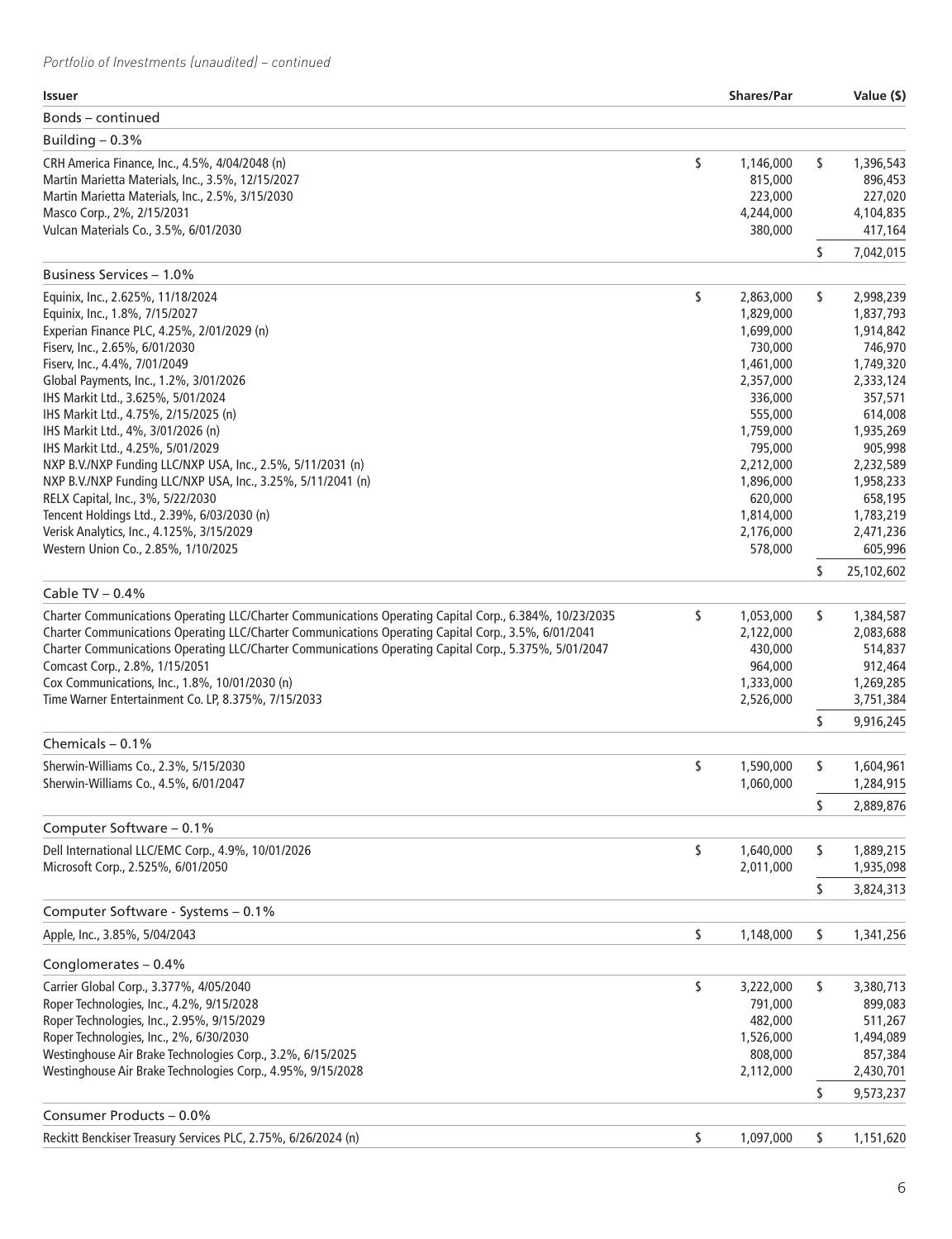*Portfolio of Investments (unaudited) – continued*

| Issuer | Shares/Par | Value ($) |
|---|---|---|
| **Bonds – continued** | | |
| **Building – 0.3%** | | |
| CRH America Finance, Inc., 4.5%, 4/04/2048 (n) | $ 1,146,000 | $ 1,396,543 |
| Martin Marietta Materials, Inc., 3.5%, 12/15/2027 | 815,000 | 896,453 |
| Martin Marietta Materials, Inc., 2.5%, 3/15/2030 | 223,000 | 227,020 |
| Masco Corp., 2%, 2/15/2031 | 4,244,000 | 4,104,835 |
| Vulcan Materials Co., 3.5%, 6/01/2030 | 380,000 | 417,164 |
| | | $ 7,042,015 |
| **Business Services – 1.0%** | | |
| Equinix, Inc., 2.625%, 11/18/2024 | $ 2,863,000 | $ 2,998,239 |
| Equinix, Inc., 1.8%, 7/15/2027 | 1,829,000 | 1,837,793 |
| Experian Finance PLC, 4.25%, 2/01/2029 (n) | 1,699,000 | 1,914,842 |
| Fiserv, Inc., 2.65%, 6/01/2030 | 730,000 | 746,970 |
| Fiserv, Inc., 4.4%, 7/01/2049 | 1,461,000 | 1,749,320 |
| Global Payments, Inc., 1.2%, 3/01/2026 | 2,357,000 | 2,333,124 |
| IHS Markit Ltd., 3.625%, 5/01/2024 | 336,000 | 357,571 |
| IHS Markit Ltd., 4.75%, 2/15/2025 (n) | 555,000 | 614,008 |
| IHS Markit Ltd., 4%, 3/01/2026 (n) | 1,759,000 | 1,935,269 |
| IHS Markit Ltd., 4.25%, 5/01/2029 | 795,000 | 905,998 |
| NXP B.V./NXP Funding LLC/NXP USA, Inc., 2.5%, 5/11/2031 (n) | 2,212,000 | 2,232,589 |
| NXP B.V./NXP Funding LLC/NXP USA, Inc., 3.25%, 5/11/2041 (n) | 1,896,000 | 1,958,233 |
| RELX Capital, Inc., 3%, 5/22/2030 | 620,000 | 658,195 |
| Tencent Holdings Ltd., 2.39%, 6/03/2030 (n) | 1,814,000 | 1,783,219 |
| Verisk Analytics, Inc., 4.125%, 3/15/2029 | 2,176,000 | 2,471,236 |
| Western Union Co., 2.85%, 1/10/2025 | 578,000 | 605,996 |
| | | $ 25,102,602 |
| **Cable TV – 0.4%** | | |
| Charter Communications Operating LLC/Charter Communications Operating Capital Corp., 6.384%, 10/23/2035 | $ 1,053,000 | $ 1,384,587 |
| Charter Communications Operating LLC/Charter Communications Operating Capital Corp., 3.5%, 6/01/2041 | 2,122,000 | 2,083,688 |
| Charter Communications Operating LLC/Charter Communications Operating Capital Corp., 5.375%, 5/01/2047 | 430,000 | 514,837 |
| Comcast Corp., 2.8%, 1/15/2051 | 964,000 | 912,464 |
| Cox Communications, Inc., 1.8%, 10/01/2030 (n) | 1,333,000 | 1,269,285 |
| Time Warner Entertainment Co. LP, 8.375%, 7/15/2033 | 2,526,000 | 3,751,384 |
| | | $ 9,916,245 |
| **Chemicals – 0.1%** | | |
| Sherwin-Williams Co., 2.3%, 5/15/2030 | $ 1,590,000 | $ 1,604,961 |
| Sherwin-Williams Co., 4.5%, 6/01/2047 | 1,060,000 | 1,284,915 |
| | | $ 2,889,876 |
| **Computer Software – 0.1%** | | |
| Dell International LLC/EMC Corp., 4.9%, 10/01/2026 | $ 1,640,000 | $ 1,889,215 |
| Microsoft Corp., 2.525%, 6/01/2050 | 2,011,000 | 1,935,098 |
| | | $ 3,824,313 |
| **Computer Software - Systems – 0.1%** | | |
| Apple, Inc., 3.85%, 5/04/2043 | $ 1,148,000 | $ 1,341,256 |
| **Conglomerates – 0.4%** | | |
| Carrier Global Corp., 3.377%, 4/05/2040 | $ 3,222,000 | $ 3,380,713 |
| Roper Technologies, Inc., 4.2%, 9/15/2028 | 791,000 | 899,083 |
| Roper Technologies, Inc., 2.95%, 9/15/2029 | 482,000 | 511,267 |
| Roper Technologies, Inc., 2%, 6/30/2030 | 1,526,000 | 1,494,089 |
| Westinghouse Air Brake Technologies Corp., 3.2%, 6/15/2025 | 808,000 | 857,384 |
| Westinghouse Air Brake Technologies Corp., 4.95%, 9/15/2028 | 2,112,000 | 2,430,701 |
| | | $ 9,573,237 |
| **Consumer Products – 0.0%** | | |
| Reckitt Benckiser Treasury Services PLC, 2.75%, 6/26/2024 (n) | $ 1,097,000 | $ 1,151,620 |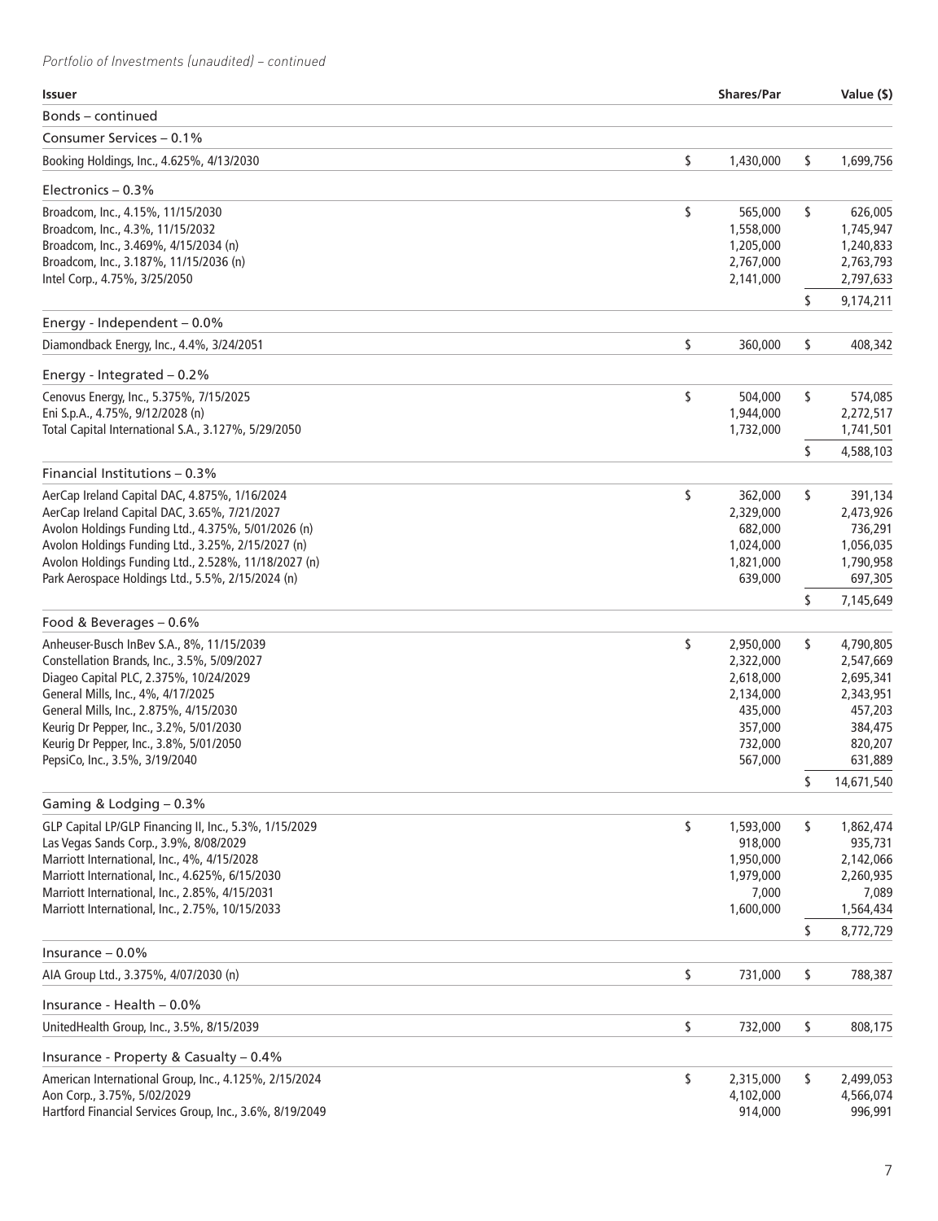*Portfolio of Investments (unaudited) – continued*

| Issuer | Shares/Par | Value ($) |
|---|---|---|
| Bonds – continued | | |
| **Consumer Services – 0.1%** | | |
| Booking Holdings, Inc., 4.625%, 4/13/2030 | $ 1,430,000 | $ 1,699,756 |
| **Electronics – 0.3%** | | |
| Broadcom, Inc., 4.15%, 11/15/2030 | $ 565,000 | $ 626,005 |
| Broadcom, Inc., 4.3%, 11/15/2032 | 1,558,000 | 1,745,947 |
| Broadcom, Inc., 3.469%, 4/15/2034 (n) | 1,205,000 | 1,240,833 |
| Broadcom, Inc., 3.187%, 11/15/2036 (n) | 2,767,000 | 2,763,793 |
| Intel Corp., 4.75%, 3/25/2050 | 2,141,000 | 2,797,633 |
| | | $ 9,174,211 |
| **Energy - Independent – 0.0%** | | |
| Diamondback Energy, Inc., 4.4%, 3/24/2051 | $ 360,000 | $ 408,342 |
| **Energy - Integrated – 0.2%** | | |
| Cenovus Energy, Inc., 5.375%, 7/15/2025 | $ 504,000 | $ 574,085 |
| Eni S.p.A., 4.75%, 9/12/2028 (n) | 1,944,000 | 2,272,517 |
| Total Capital International S.A., 3.127%, 5/29/2050 | 1,732,000 | 1,741,501 |
| | | $ 4,588,103 |
| **Financial Institutions – 0.3%** | | |
| AerCap Ireland Capital DAC, 4.875%, 1/16/2024 | $ 362,000 | $ 391,134 |
| AerCap Ireland Capital DAC, 3.65%, 7/21/2027 | 2,329,000 | 2,473,926 |
| Avolon Holdings Funding Ltd., 4.375%, 5/01/2026 (n) | 682,000 | 736,291 |
| Avolon Holdings Funding Ltd., 3.25%, 2/15/2027 (n) | 1,024,000 | 1,056,035 |
| Avolon Holdings Funding Ltd., 2.528%, 11/18/2027 (n) | 1,821,000 | 1,790,958 |
| Park Aerospace Holdings Ltd., 5.5%, 2/15/2024 (n) | 639,000 | 697,305 |
| | | $ 7,145,649 |
| **Food & Beverages – 0.6%** | | |
| Anheuser-Busch InBev S.A., 8%, 11/15/2039 | $ 2,950,000 | $ 4,790,805 |
| Constellation Brands, Inc., 3.5%, 5/09/2027 | 2,322,000 | 2,547,669 |
| Diageo Capital PLC, 2.375%, 10/24/2029 | 2,618,000 | 2,695,341 |
| General Mills, Inc., 4%, 4/17/2025 | 2,134,000 | 2,343,951 |
| General Mills, Inc., 2.875%, 4/15/2030 | 435,000 | 457,203 |
| Keurig Dr Pepper, Inc., 3.2%, 5/01/2030 | 357,000 | 384,475 |
| Keurig Dr Pepper, Inc., 3.8%, 5/01/2050 | 732,000 | 820,207 |
| PepsiCo, Inc., 3.5%, 3/19/2040 | 567,000 | 631,889 |
| | | $ 14,671,540 |
| **Gaming & Lodging – 0.3%** | | |
| GLP Capital LP/GLP Financing II, Inc., 5.3%, 1/15/2029 | $ 1,593,000 | $ 1,862,474 |
| Las Vegas Sands Corp., 3.9%, 8/08/2029 | 918,000 | 935,731 |
| Marriott International, Inc., 4%, 4/15/2028 | 1,950,000 | 2,142,066 |
| Marriott International, Inc., 4.625%, 6/15/2030 | 1,979,000 | 2,260,935 |
| Marriott International, Inc., 2.85%, 4/15/2031 | 7,000 | 7,089 |
| Marriott International, Inc., 2.75%, 10/15/2033 | 1,600,000 | 1,564,434 |
| | | $ 8,772,729 |
| **Insurance – 0.0%** | | |
| AIA Group Ltd., 3.375%, 4/07/2030 (n) | $ 731,000 | $ 788,387 |
| **Insurance - Health – 0.0%** | | |
| UnitedHealth Group, Inc., 3.5%, 8/15/2039 | $ 732,000 | $ 808,175 |
| **Insurance - Property & Casualty – 0.4%** | | |
| American International Group, Inc., 4.125%, 2/15/2024 | $ 2,315,000 | $ 2,499,053 |
| Aon Corp., 3.75%, 5/02/2029 | 4,102,000 | 4,566,074 |
| Hartford Financial Services Group, Inc., 3.6%, 8/19/2049 | 914,000 | 996,991 |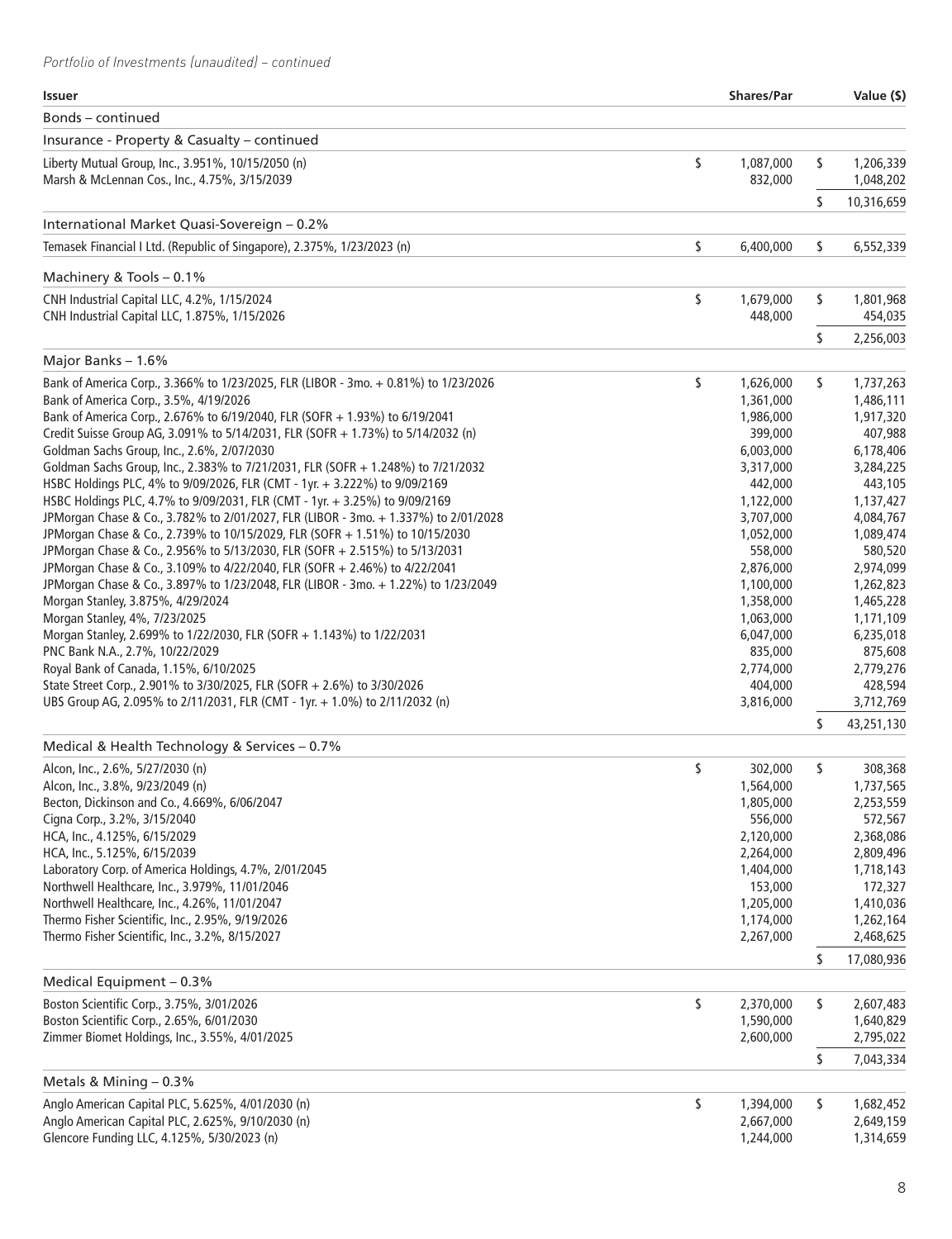*Portfolio of Investments (unaudited) – continued*

| Issuer | Shares/Par | Value ($) |
|---|---|---|
| **Bonds – continued** | | |
| **Insurance - Property & Casualty – continued** | | |
| Liberty Mutual Group, Inc., 3.951%, 10/15/2050 (n) | $ 1,087,000 | $ 1,206,339 |
| Marsh & McLennan Cos., Inc., 4.75%, 3/15/2039 | 832,000 | 1,048,202 |
| | | $ 10,316,659 |
| **International Market Quasi-Sovereign – 0.2%** | | |
| Temasek Financial I Ltd. (Republic of Singapore), 2.375%, 1/23/2023 (n) | $ 6,400,000 | $ 6,552,339 |
| **Machinery & Tools – 0.1%** | | |
| CNH Industrial Capital LLC, 4.2%, 1/15/2024 | $ 1,679,000 | $ 1,801,968 |
| CNH Industrial Capital LLC, 1.875%, 1/15/2026 | 448,000 | 454,035 |
| | | $ 2,256,003 |
| **Major Banks – 1.6%** | | |
| Bank of America Corp., 3.366% to 1/23/2025, FLR (LIBOR - 3mo. + 0.81%) to 1/23/2026 | $ 1,626,000 | $ 1,737,263 |
| Bank of America Corp., 3.5%, 4/19/2026 | 1,361,000 | 1,486,111 |
| Bank of America Corp., 2.676% to 6/19/2040, FLR (SOFR + 1.93%) to 6/19/2041 | 1,986,000 | 1,917,320 |
| Credit Suisse Group AG, 3.091% to 5/14/2031, FLR (SOFR + 1.73%) to 5/14/2032 (n) | 399,000 | 407,988 |
| Goldman Sachs Group, Inc., 2.6%, 2/07/2030 | 6,003,000 | 6,178,406 |
| Goldman Sachs Group, Inc., 2.383% to 7/21/2031, FLR (SOFR + 1.248%) to 7/21/2032 | 3,317,000 | 3,284,225 |
| HSBC Holdings PLC, 4% to 9/09/2026, FLR (CMT - 1yr. + 3.222%) to 9/09/2169 | 442,000 | 443,105 |
| HSBC Holdings PLC, 4.7% to 9/09/2031, FLR (CMT - 1yr. + 3.25%) to 9/09/2169 | 1,122,000 | 1,137,427 |
| JPMorgan Chase & Co., 3.782% to 2/01/2027, FLR (LIBOR - 3mo. + 1.337%) to 2/01/2028 | 3,707,000 | 4,084,767 |
| JPMorgan Chase & Co., 2.739% to 10/15/2029, FLR (SOFR + 1.51%) to 10/15/2030 | 1,052,000 | 1,089,474 |
| JPMorgan Chase & Co., 2.956% to 5/13/2030, FLR (SOFR + 2.515%) to 5/13/2031 | 558,000 | 580,520 |
| JPMorgan Chase & Co., 3.109% to 4/22/2040, FLR (SOFR + 2.46%) to 4/22/2041 | 2,876,000 | 2,974,099 |
| JPMorgan Chase & Co., 3.897% to 1/23/2048, FLR (LIBOR - 3mo. + 1.22%) to 1/23/2049 | 1,100,000 | 1,262,823 |
| Morgan Stanley, 3.875%, 4/29/2024 | 1,358,000 | 1,465,228 |
| Morgan Stanley, 4%, 7/23/2025 | 1,063,000 | 1,171,109 |
| Morgan Stanley, 2.699% to 1/22/2030, FLR (SOFR + 1.143%) to 1/22/2031 | 6,047,000 | 6,235,018 |
| PNC Bank N.A., 2.7%, 10/22/2029 | 835,000 | 875,608 |
| Royal Bank of Canada, 1.15%, 6/10/2025 | 2,774,000 | 2,779,276 |
| State Street Corp., 2.901% to 3/30/2025, FLR (SOFR + 2.6%) to 3/30/2026 | 404,000 | 428,594 |
| UBS Group AG, 2.095% to 2/11/2031, FLR (CMT - 1yr. + 1.0%) to 2/11/2032 (n) | 3,816,000 | 3,712,769 |
| | | $ 43,251,130 |
| **Medical & Health Technology & Services – 0.7%** | | |
| Alcon, Inc., 2.6%, 5/27/2030 (n) | $ 302,000 | $ 308,368 |
| Alcon, Inc., 3.8%, 9/23/2049 (n) | 1,564,000 | 1,737,565 |
| Becton, Dickinson and Co., 4.669%, 6/06/2047 | 1,805,000 | 2,253,559 |
| Cigna Corp., 3.2%, 3/15/2040 | 556,000 | 572,567 |
| HCA, Inc., 4.125%, 6/15/2029 | 2,120,000 | 2,368,086 |
| HCA, Inc., 5.125%, 6/15/2039 | 2,264,000 | 2,809,496 |
| Laboratory Corp. of America Holdings, 4.7%, 2/01/2045 | 1,404,000 | 1,718,143 |
| Northwell Healthcare, Inc., 3.979%, 11/01/2046 | 153,000 | 172,327 |
| Northwell Healthcare, Inc., 4.26%, 11/01/2047 | 1,205,000 | 1,410,036 |
| Thermo Fisher Scientific, Inc., 2.95%, 9/19/2026 | 1,174,000 | 1,262,164 |
| Thermo Fisher Scientific, Inc., 3.2%, 8/15/2027 | 2,267,000 | 2,468,625 |
| | | $ 17,080,936 |
| **Medical Equipment – 0.3%** | | |
| Boston Scientific Corp., 3.75%, 3/01/2026 | $ 2,370,000 | $ 2,607,483 |
| Boston Scientific Corp., 2.65%, 6/01/2030 | 1,590,000 | 1,640,829 |
| Zimmer Biomet Holdings, Inc., 3.55%, 4/01/2025 | 2,600,000 | 2,795,022 |
| | | $ 7,043,334 |
| **Metals & Mining – 0.3%** | | |
| Anglo American Capital PLC, 5.625%, 4/01/2030 (n) | $ 1,394,000 | $ 1,682,452 |
| Anglo American Capital PLC, 2.625%, 9/10/2030 (n) | 2,667,000 | 2,649,159 |
| Glencore Funding LLC, 4.125%, 5/30/2023 (n) | 1,244,000 | 1,314,659 |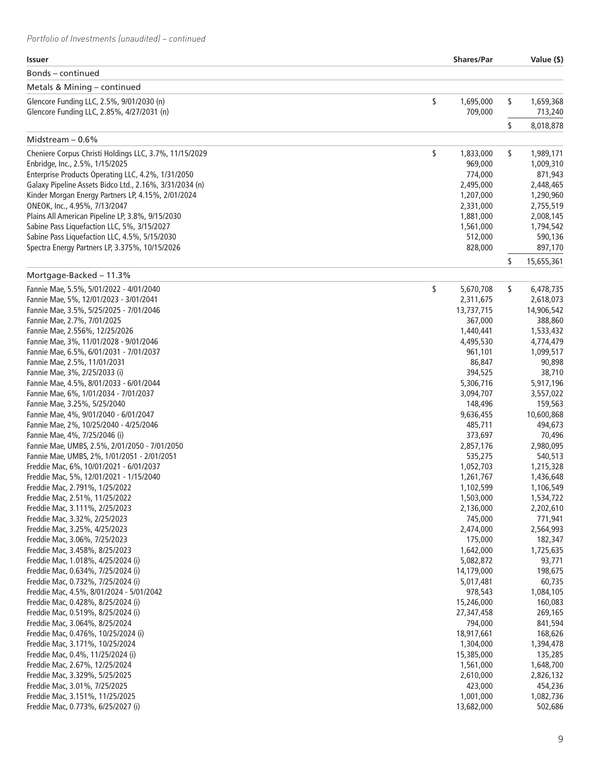*Portfolio of Investments (unaudited) – continued*

| Issuer | Shares/Par | Value ($) |
|---|---|---|
| Bonds – continued | | |
| Metals & Mining – continued | | |
| Glencore Funding LLC, 2.5%, 9/01/2030 (n) | $ 1,695,000 | $ 1,659,368 |
| Glencore Funding LLC, 2.85%, 4/27/2031 (n) | 709,000 | 713,240 |
| | | $ 8,018,878 |
| Midstream – 0.6% | | |
| Cheniere Corpus Christi Holdings LLC, 3.7%, 11/15/2029 | $ 1,833,000 | $ 1,989,171 |
| Enbridge, Inc., 2.5%, 1/15/2025 | 969,000 | 1,009,310 |
| Enterprise Products Operating LLC, 4.2%, 1/31/2050 | 774,000 | 871,943 |
| Galaxy Pipeline Assets Bidco Ltd., 2.16%, 3/31/2034 (n) | 2,495,000 | 2,448,465 |
| Kinder Morgan Energy Partners LP, 4.15%, 2/01/2024 | 1,207,000 | 1,290,960 |
| ONEOK, Inc., 4.95%, 7/13/2047 | 2,331,000 | 2,755,519 |
| Plains All American Pipeline LP, 3.8%, 9/15/2030 | 1,881,000 | 2,008,145 |
| Sabine Pass Liquefaction LLC, 5%, 3/15/2027 | 1,561,000 | 1,794,542 |
| Sabine Pass Liquefaction LLC, 4.5%, 5/15/2030 | 512,000 | 590,136 |
| Spectra Energy Partners LP, 3.375%, 10/15/2026 | 828,000 | 897,170 |
| | | $ 15,655,361 |
| Mortgage-Backed – 11.3% | | |
| Fannie Mae, 5.5%, 5/01/2022 - 4/01/2040 | $ 5,670,708 | $ 6,478,735 |
| Fannie Mae, 5%, 12/01/2023 - 3/01/2041 | 2,311,675 | 2,618,073 |
| Fannie Mae, 3.5%, 5/25/2025 - 7/01/2046 | 13,737,715 | 14,906,542 |
| Fannie Mae, 2.7%, 7/01/2025 | 367,000 | 388,860 |
| Fannie Mae, 2.556%, 12/25/2026 | 1,440,441 | 1,533,432 |
| Fannie Mae, 3%, 11/01/2028 - 9/01/2046 | 4,495,530 | 4,774,479 |
| Fannie Mae, 6.5%, 6/01/2031 - 7/01/2037 | 961,101 | 1,099,517 |
| Fannie Mae, 2.5%, 11/01/2031 | 86,847 | 90,898 |
| Fannie Mae, 3%, 2/25/2033 (i) | 394,525 | 38,710 |
| Fannie Mae, 4.5%, 8/01/2033 - 6/01/2044 | 5,306,716 | 5,917,196 |
| Fannie Mae, 6%, 1/01/2034 - 7/01/2037 | 3,094,707 | 3,557,022 |
| Fannie Mae, 3.25%, 5/25/2040 | 148,496 | 159,563 |
| Fannie Mae, 4%, 9/01/2040 - 6/01/2047 | 9,636,455 | 10,600,868 |
| Fannie Mae, 2%, 10/25/2040 - 4/25/2046 | 485,711 | 494,673 |
| Fannie Mae, 4%, 7/25/2046 (i) | 373,697 | 70,496 |
| Fannie Mae, UMBS, 2.5%, 2/01/2050 - 7/01/2050 | 2,857,176 | 2,980,095 |
| Fannie Mae, UMBS, 2%, 1/01/2051 - 2/01/2051 | 535,275 | 540,513 |
| Freddie Mac, 6%, 10/01/2021 - 6/01/2037 | 1,052,703 | 1,215,328 |
| Freddie Mac, 5%, 12/01/2021 - 1/15/2040 | 1,261,767 | 1,436,648 |
| Freddie Mac, 2.791%, 1/25/2022 | 1,102,599 | 1,106,549 |
| Freddie Mac, 2.51%, 11/25/2022 | 1,503,000 | 1,534,722 |
| Freddie Mac, 3.111%, 2/25/2023 | 2,136,000 | 2,202,610 |
| Freddie Mac, 3.32%, 2/25/2023 | 745,000 | 771,941 |
| Freddie Mac, 3.25%, 4/25/2023 | 2,474,000 | 2,564,993 |
| Freddie Mac, 3.06%, 7/25/2023 | 175,000 | 182,347 |
| Freddie Mac, 3.458%, 8/25/2023 | 1,642,000 | 1,725,635 |
| Freddie Mac, 1.018%, 4/25/2024 (i) | 5,082,872 | 93,771 |
| Freddie Mac, 0.634%, 7/25/2024 (i) | 14,179,000 | 198,675 |
| Freddie Mac, 0.732%, 7/25/2024 (i) | 5,017,481 | 60,735 |
| Freddie Mac, 4.5%, 8/01/2024 - 5/01/2042 | 978,543 | 1,084,105 |
| Freddie Mac, 0.428%, 8/25/2024 (i) | 15,246,000 | 160,083 |
| Freddie Mac, 0.519%, 8/25/2024 (i) | 27,347,458 | 269,165 |
| Freddie Mac, 3.064%, 8/25/2024 | 794,000 | 841,594 |
| Freddie Mac, 0.476%, 10/25/2024 (i) | 18,917,661 | 168,626 |
| Freddie Mac, 3.171%, 10/25/2024 | 1,304,000 | 1,394,478 |
| Freddie Mac, 0.4%, 11/25/2024 (i) | 15,385,000 | 135,285 |
| Freddie Mac, 2.67%, 12/25/2024 | 1,561,000 | 1,648,700 |
| Freddie Mac, 3.329%, 5/25/2025 | 2,610,000 | 2,826,132 |
| Freddie Mac, 3.01%, 7/25/2025 | 423,000 | 454,236 |
| Freddie Mac, 3.151%, 11/25/2025 | 1,001,000 | 1,082,736 |
| Freddie Mac, 0.773%, 6/25/2027 (i) | 13,682,000 | 502,686 |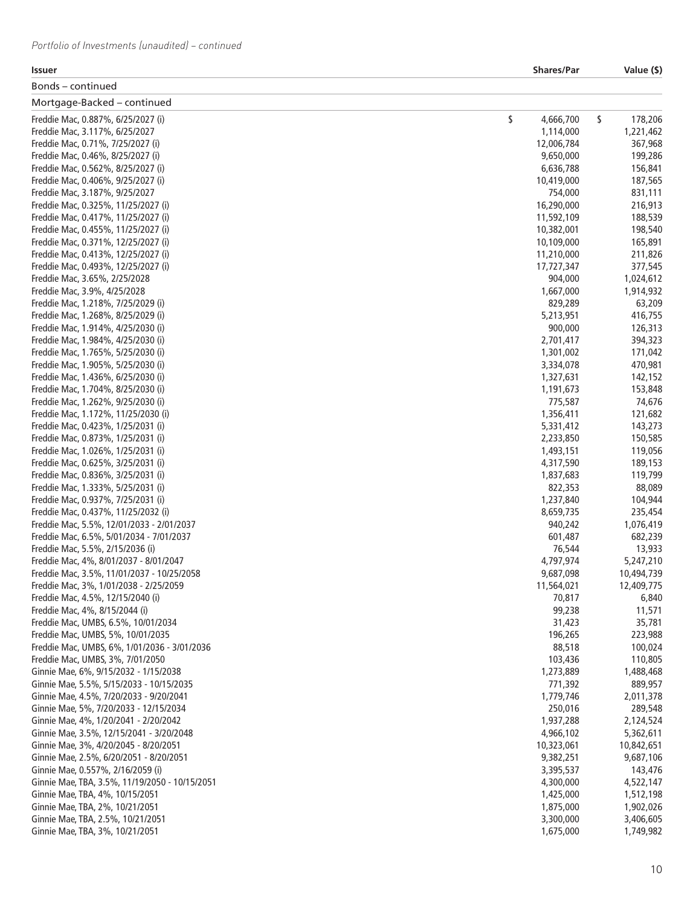*Portfolio of Investments (unaudited) – continued*

| Issuer | Shares/Par | Value ($) |
|---|---|---|
| **Bonds – continued** | | |
| **Mortgage-Backed – continued** | | |
| Freddie Mac, 0.887%, 6/25/2027 (i) | $ 4,666,700 | $ 178,206 |
| Freddie Mac, 3.117%, 6/25/2027 | 1,114,000 | 1,221,462 |
| Freddie Mac, 0.71%, 7/25/2027 (i) | 12,006,784 | 367,968 |
| Freddie Mac, 0.46%, 8/25/2027 (i) | 9,650,000 | 199,286 |
| Freddie Mac, 0.562%, 8/25/2027 (i) | 6,636,788 | 156,841 |
| Freddie Mac, 0.406%, 9/25/2027 (i) | 10,419,000 | 187,565 |
| Freddie Mac, 3.187%, 9/25/2027 | 754,000 | 831,111 |
| Freddie Mac, 0.325%, 11/25/2027 (i) | 16,290,000 | 216,913 |
| Freddie Mac, 0.417%, 11/25/2027 (i) | 11,592,109 | 188,539 |
| Freddie Mac, 0.455%, 11/25/2027 (i) | 10,382,001 | 198,540 |
| Freddie Mac, 0.371%, 12/25/2027 (i) | 10,109,000 | 165,891 |
| Freddie Mac, 0.413%, 12/25/2027 (i) | 11,210,000 | 211,826 |
| Freddie Mac, 0.493%, 12/25/2027 (i) | 17,727,347 | 377,545 |
| Freddie Mac, 3.65%, 2/25/2028 | 904,000 | 1,024,612 |
| Freddie Mac, 3.9%, 4/25/2028 | 1,667,000 | 1,914,932 |
| Freddie Mac, 1.218%, 7/25/2029 (i) | 829,289 | 63,209 |
| Freddie Mac, 1.268%, 8/25/2029 (i) | 5,213,951 | 416,755 |
| Freddie Mac, 1.914%, 4/25/2030 (i) | 900,000 | 126,313 |
| Freddie Mac, 1.984%, 4/25/2030 (i) | 2,701,417 | 394,323 |
| Freddie Mac, 1.765%, 5/25/2030 (i) | 1,301,002 | 171,042 |
| Freddie Mac, 1.905%, 5/25/2030 (i) | 3,334,078 | 470,981 |
| Freddie Mac, 1.436%, 6/25/2030 (i) | 1,327,631 | 142,152 |
| Freddie Mac, 1.704%, 8/25/2030 (i) | 1,191,673 | 153,848 |
| Freddie Mac, 1.262%, 9/25/2030 (i) | 775,587 | 74,676 |
| Freddie Mac, 1.172%, 11/25/2030 (i) | 1,356,411 | 121,682 |
| Freddie Mac, 0.423%, 1/25/2031 (i) | 5,331,412 | 143,273 |
| Freddie Mac, 0.873%, 1/25/2031 (i) | 2,233,850 | 150,585 |
| Freddie Mac, 1.026%, 1/25/2031 (i) | 1,493,151 | 119,056 |
| Freddie Mac, 0.625%, 3/25/2031 (i) | 4,317,590 | 189,153 |
| Freddie Mac, 0.836%, 3/25/2031 (i) | 1,837,683 | 119,799 |
| Freddie Mac, 1.333%, 5/25/2031 (i) | 822,353 | 88,089 |
| Freddie Mac, 0.937%, 7/25/2031 (i) | 1,237,840 | 104,944 |
| Freddie Mac, 0.437%, 11/25/2032 (i) | 8,659,735 | 235,454 |
| Freddie Mac, 5.5%, 12/01/2033 - 2/01/2037 | 940,242 | 1,076,419 |
| Freddie Mac, 6.5%, 5/01/2034 - 7/01/2037 | 601,487 | 682,239 |
| Freddie Mac, 5.5%, 2/15/2036 (i) | 76,544 | 13,933 |
| Freddie Mac, 4%, 8/01/2037 - 8/01/2047 | 4,797,974 | 5,247,210 |
| Freddie Mac, 3.5%, 11/01/2037 - 10/25/2058 | 9,687,098 | 10,494,739 |
| Freddie Mac, 3%, 1/01/2038 - 2/25/2059 | 11,564,021 | 12,409,775 |
| Freddie Mac, 4.5%, 12/15/2040 (i) | 70,817 | 6,840 |
| Freddie Mac, 4%, 8/15/2044 (i) | 99,238 | 11,571 |
| Freddie Mac, UMBS, 6.5%, 10/01/2034 | 31,423 | 35,781 |
| Freddie Mac, UMBS, 5%, 10/01/2035 | 196,265 | 223,988 |
| Freddie Mac, UMBS, 6%, 1/01/2036 - 3/01/2036 | 88,518 | 100,024 |
| Freddie Mac, UMBS, 3%, 7/01/2050 | 103,436 | 110,805 |
| Ginnie Mae, 6%, 9/15/2032 - 1/15/2038 | 1,273,889 | 1,488,468 |
| Ginnie Mae, 5.5%, 5/15/2033 - 10/15/2035 | 771,392 | 889,957 |
| Ginnie Mae, 4.5%, 7/20/2033 - 9/20/2041 | 1,779,746 | 2,011,378 |
| Ginnie Mae, 5%, 7/20/2033 - 12/15/2034 | 250,016 | 289,548 |
| Ginnie Mae, 4%, 1/20/2041 - 2/20/2042 | 1,937,288 | 2,124,524 |
| Ginnie Mae, 3.5%, 12/15/2041 - 3/20/2048 | 4,966,102 | 5,362,611 |
| Ginnie Mae, 3%, 4/20/2045 - 8/20/2051 | 10,323,061 | 10,842,651 |
| Ginnie Mae, 2.5%, 6/20/2051 - 8/20/2051 | 9,382,251 | 9,687,106 |
| Ginnie Mae, 0.557%, 2/16/2059 (i) | 3,395,537 | 143,476 |
| Ginnie Mae, TBA, 3.5%, 11/19/2050 - 10/15/2051 | 4,300,000 | 4,522,147 |
| Ginnie Mae, TBA, 4%, 10/15/2051 | 1,425,000 | 1,512,198 |
| Ginnie Mae, TBA, 2%, 10/21/2051 | 1,875,000 | 1,902,026 |
| Ginnie Mae, TBA, 2.5%, 10/21/2051 | 3,300,000 | 3,406,605 |
| Ginnie Mae, TBA, 3%, 10/21/2051 | 1,675,000 | 1,749,982 |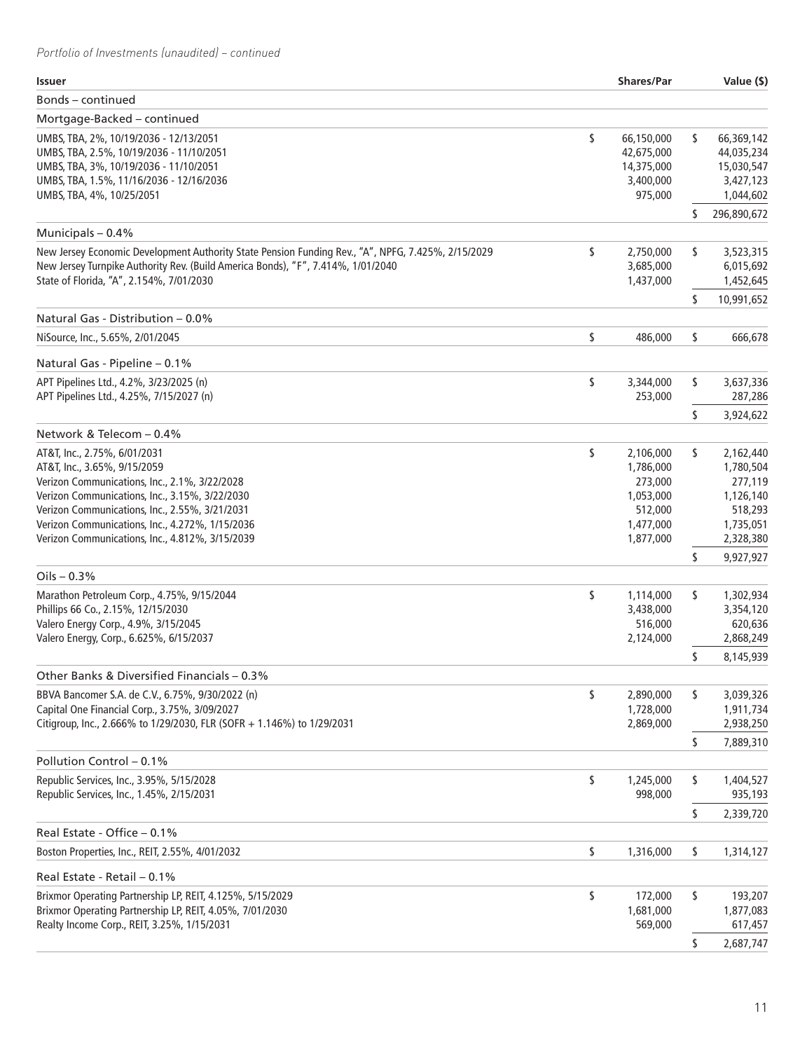*Portfolio of Investments (unaudited) – continued*

| Issuer | Shares/Par | Value ($) |
|---|---|---|
| Bonds – continued | | |
| Mortgage-Backed – continued | | |
| UMBS, TBA, 2%, 10/19/2036 - 12/13/2051 | $ 66,150,000 | $ 66,369,142 |
| UMBS, TBA, 2.5%, 10/19/2036 - 11/10/2051 | 42,675,000 | 44,035,234 |
| UMBS, TBA, 3%, 10/19/2036 - 11/10/2051 | 14,375,000 | 15,030,547 |
| UMBS, TBA, 1.5%, 11/16/2036 - 12/16/2036 | 3,400,000 | 3,427,123 |
| UMBS, TBA, 4%, 10/25/2051 | 975,000 | 1,044,602 |
| | | $ 296,890,672 |
| Municipals – 0.4% | | |
| New Jersey Economic Development Authority State Pension Funding Rev., "A", NPFG, 7.425%, 2/15/2029 | $ 2,750,000 | $ 3,523,315 |
| New Jersey Turnpike Authority Rev. (Build America Bonds), "F", 7.414%, 1/01/2040 | 3,685,000 | 6,015,692 |
| State of Florida, "A", 2.154%, 7/01/2030 | 1,437,000 | 1,452,645 |
| | | $ 10,991,652 |
| Natural Gas - Distribution – 0.0% | | |
| NiSource, Inc., 5.65%, 2/01/2045 | $ 486,000 | $ 666,678 |
| Natural Gas - Pipeline – 0.1% | | |
| APT Pipelines Ltd., 4.2%, 3/23/2025 (n) | $ 3,344,000 | $ 3,637,336 |
| APT Pipelines Ltd., 4.25%, 7/15/2027 (n) | 253,000 | 287,286 |
| | | $ 3,924,622 |
| Network & Telecom – 0.4% | | |
| AT&T, Inc., 2.75%, 6/01/2031 | $ 2,106,000 | $ 2,162,440 |
| AT&T, Inc., 3.65%, 9/15/2059 | 1,786,000 | 1,780,504 |
| Verizon Communications, Inc., 2.1%, 3/22/2028 | 273,000 | 277,119 |
| Verizon Communications, Inc., 3.15%, 3/22/2030 | 1,053,000 | 1,126,140 |
| Verizon Communications, Inc., 2.55%, 3/21/2031 | 512,000 | 518,293 |
| Verizon Communications, Inc., 4.272%, 1/15/2036 | 1,477,000 | 1,735,051 |
| Verizon Communications, Inc., 4.812%, 3/15/2039 | 1,877,000 | 2,328,380 |
| | | $ 9,927,927 |
| Oils – 0.3% | | |
| Marathon Petroleum Corp., 4.75%, 9/15/2044 | $ 1,114,000 | $ 1,302,934 |
| Phillips 66 Co., 2.15%, 12/15/2030 | 3,438,000 | 3,354,120 |
| Valero Energy Corp., 4.9%, 3/15/2045 | 516,000 | 620,636 |
| Valero Energy, Corp., 6.625%, 6/15/2037 | 2,124,000 | 2,868,249 |
| | | $ 8,145,939 |
| Other Banks & Diversified Financials – 0.3% | | |
| BBVA Bancomer S.A. de C.V., 6.75%, 9/30/2022 (n) | $ 2,890,000 | $ 3,039,326 |
| Capital One Financial Corp., 3.75%, 3/09/2027 | 1,728,000 | 1,911,734 |
| Citigroup, Inc., 2.666% to 1/29/2030, FLR (SOFR + 1.146%) to 1/29/2031 | 2,869,000 | 2,938,250 |
| | | $ 7,889,310 |
| Pollution Control – 0.1% | | |
| Republic Services, Inc., 3.95%, 5/15/2028 | $ 1,245,000 | $ 1,404,527 |
| Republic Services, Inc., 1.45%, 2/15/2031 | 998,000 | 935,193 |
| | | $ 2,339,720 |
| Real Estate - Office – 0.1% | | |
| Boston Properties, Inc., REIT, 2.55%, 4/01/2032 | $ 1,316,000 | $ 1,314,127 |
| Real Estate - Retail – 0.1% | | |
| Brixmor Operating Partnership LP, REIT, 4.125%, 5/15/2029 | $ 172,000 | $ 193,207 |
| Brixmor Operating Partnership LP, REIT, 4.05%, 7/01/2030 | 1,681,000 | 1,877,083 |
| Realty Income Corp., REIT, 3.25%, 1/15/2031 | 569,000 | 617,457 |
| | | $ 2,687,747 |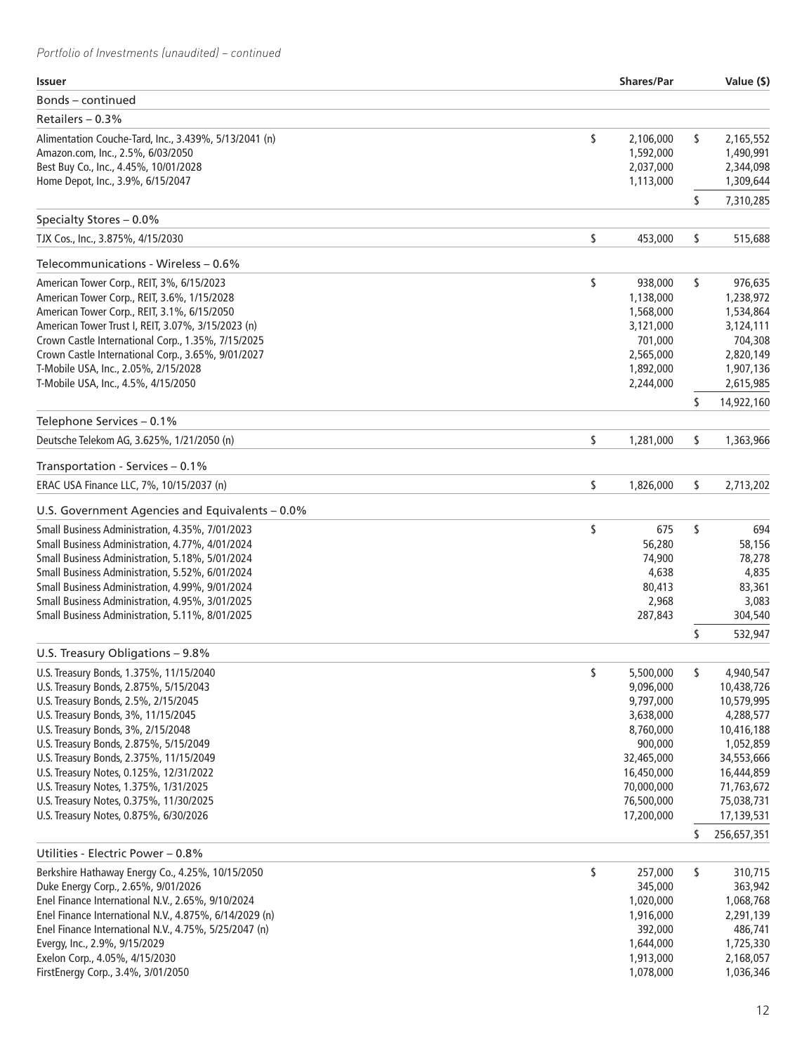*Portfolio of Investments (unaudited) – continued*

| Issuer | Shares/Par | Value ($) |
|---|---|---|
| Bonds – continued | | |
| **Retailers – 0.3%** | | |
| Alimentation Couche-Tard, Inc., 3.439%, 5/13/2041 (n) | $ 2,106,000 | $ 2,165,552 |
| Amazon.com, Inc., 2.5%, 6/03/2050 | 1,592,000 | 1,490,991 |
| Best Buy Co., Inc., 4.45%, 10/01/2028 | 2,037,000 | 2,344,098 |
| Home Depot, Inc., 3.9%, 6/15/2047 | 1,113,000 | 1,309,644 |
| | | $ 7,310,285 |
| **Specialty Stores – 0.0%** | | |
| TJX Cos., Inc., 3.875%, 4/15/2030 | $ 453,000 | $ 515,688 |
| **Telecommunications - Wireless – 0.6%** | | |
| American Tower Corp., REIT, 3%, 6/15/2023 | $ 938,000 | $ 976,635 |
| American Tower Corp., REIT, 3.6%, 1/15/2028 | 1,138,000 | 1,238,972 |
| American Tower Corp., REIT, 3.1%, 6/15/2050 | 1,568,000 | 1,534,864 |
| American Tower Trust I, REIT, 3.07%, 3/15/2023 (n) | 3,121,000 | 3,124,111 |
| Crown Castle International Corp., 1.35%, 7/15/2025 | 701,000 | 704,308 |
| Crown Castle International Corp., 3.65%, 9/01/2027 | 2,565,000 | 2,820,149 |
| T-Mobile USA, Inc., 2.05%, 2/15/2028 | 1,892,000 | 1,907,136 |
| T-Mobile USA, Inc., 4.5%, 4/15/2050 | 2,244,000 | 2,615,985 |
| | | $ 14,922,160 |
| **Telephone Services – 0.1%** | | |
| Deutsche Telekom AG, 3.625%, 1/21/2050 (n) | $ 1,281,000 | $ 1,363,966 |
| **Transportation - Services – 0.1%** | | |
| ERAC USA Finance LLC, 7%, 10/15/2037 (n) | $ 1,826,000 | $ 2,713,202 |
| **U.S. Government Agencies and Equivalents – 0.0%** | | |
| Small Business Administration, 4.35%, 7/01/2023 | $ 675 | $ 694 |
| Small Business Administration, 4.77%, 4/01/2024 | 56,280 | 58,156 |
| Small Business Administration, 5.18%, 5/01/2024 | 74,900 | 78,278 |
| Small Business Administration, 5.52%, 6/01/2024 | 4,638 | 4,835 |
| Small Business Administration, 4.99%, 9/01/2024 | 80,413 | 83,361 |
| Small Business Administration, 4.95%, 3/01/2025 | 2,968 | 3,083 |
| Small Business Administration, 5.11%, 8/01/2025 | 287,843 | 304,540 |
| | | $ 532,947 |
| **U.S. Treasury Obligations – 9.8%** | | |
| U.S. Treasury Bonds, 1.375%, 11/15/2040 | $ 5,500,000 | $ 4,940,547 |
| U.S. Treasury Bonds, 2.875%, 5/15/2043 | 9,096,000 | 10,438,726 |
| U.S. Treasury Bonds, 2.5%, 2/15/2045 | 9,797,000 | 10,579,995 |
| U.S. Treasury Bonds, 3%, 11/15/2045 | 3,638,000 | 4,288,577 |
| U.S. Treasury Bonds, 3%, 2/15/2048 | 8,760,000 | 10,416,188 |
| U.S. Treasury Bonds, 2.875%, 5/15/2049 | 900,000 | 1,052,859 |
| U.S. Treasury Bonds, 2.375%, 11/15/2049 | 32,465,000 | 34,553,666 |
| U.S. Treasury Notes, 0.125%, 12/31/2022 | 16,450,000 | 16,444,859 |
| U.S. Treasury Notes, 1.375%, 1/31/2025 | 70,000,000 | 71,763,672 |
| U.S. Treasury Notes, 0.375%, 11/30/2025 | 76,500,000 | 75,038,731 |
| U.S. Treasury Notes, 0.875%, 6/30/2026 | 17,200,000 | 17,139,531 |
| | | $ 256,657,351 |
| **Utilities - Electric Power – 0.8%** | | |
| Berkshire Hathaway Energy Co., 4.25%, 10/15/2050 | $ 257,000 | $ 310,715 |
| Duke Energy Corp., 2.65%, 9/01/2026 | 345,000 | 363,942 |
| Enel Finance International N.V., 2.65%, 9/10/2024 | 1,020,000 | 1,068,768 |
| Enel Finance International N.V., 4.875%, 6/14/2029 (n) | 1,916,000 | 2,291,139 |
| Enel Finance International N.V., 4.75%, 5/25/2047 (n) | 392,000 | 486,741 |
| Evergy, Inc., 2.9%, 9/15/2029 | 1,644,000 | 1,725,330 |
| Exelon Corp., 4.05%, 4/15/2030 | 1,913,000 | 2,168,057 |
| FirstEnergy Corp., 3.4%, 3/01/2050 | 1,078,000 | 1,036,346 |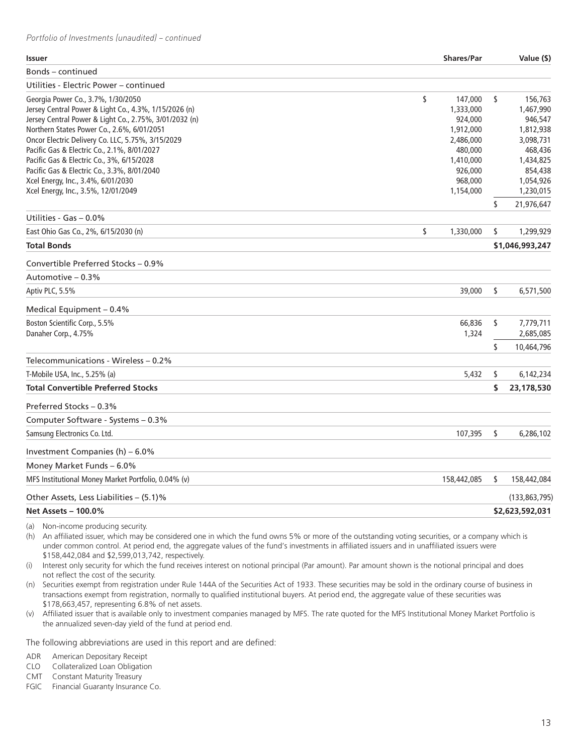*Portfolio of Investments (unaudited) – continued*

| Issuer | Shares/Par | Value ($) |
|---|---|---|
| Bonds – continued | | |
| Utilities - Electric Power – continued | | |
| Georgia Power Co., 3.7%, 1/30/2050 | $ 147,000 | $ 156,763 |
| Jersey Central Power & Light Co., 4.3%, 1/15/2026 (n) | 1,333,000 | 1,467,990 |
| Jersey Central Power & Light Co., 2.75%, 3/01/2032 (n) | 924,000 | 946,547 |
| Northern States Power Co., 2.6%, 6/01/2051 | 1,912,000 | 1,812,938 |
| Oncor Electric Delivery Co. LLC, 5.75%, 3/15/2029 | 2,486,000 | 3,098,731 |
| Pacific Gas & Electric Co., 2.1%, 8/01/2027 | 480,000 | 468,436 |
| Pacific Gas & Electric Co., 3%, 6/15/2028 | 1,410,000 | 1,434,825 |
| Pacific Gas & Electric Co., 3.3%, 8/01/2040 | 926,000 | 854,438 |
| Xcel Energy, Inc., 3.4%, 6/01/2030 | 968,000 | 1,054,926 |
| Xcel Energy, Inc., 3.5%, 12/01/2049 | 1,154,000 | 1,230,015 |
| | | $ 21,976,647 |
| Utilities - Gas – 0.0% | | |
| East Ohio Gas Co., 2%, 6/15/2030 (n) | $ 1,330,000 | $ 1,299,929 |
| **Total Bonds** | | **$1,046,993,247** |
| Convertible Preferred Stocks – 0.9% | | |
| Automotive – 0.3% | | |
| Aptiv PLC, 5.5% | 39,000 | $ 6,571,500 |
| Medical Equipment – 0.4% | | |
| Boston Scientific Corp., 5.5% | 66,836 | $ 7,779,711 |
| Danaher Corp., 4.75% | 1,324 | 2,685,085 |
| | | $ 10,464,796 |
| Telecommunications - Wireless – 0.2% | | |
| T-Mobile USA, Inc., 5.25% (a) | 5,432 | $ 6,142,234 |
| **Total Convertible Preferred Stocks** | | **$ 23,178,530** |
| Preferred Stocks – 0.3% | | |
| Computer Software - Systems – 0.3% | | |
| Samsung Electronics Co. Ltd. | 107,395 | $ 6,286,102 |
| Investment Companies (h) – 6.0% | | |
| Money Market Funds – 6.0% | | |
| MFS Institutional Money Market Portfolio, 0.04% (v) | 158,442,085 | $ 158,442,084 |
| Other Assets, Less Liabilities – (5.1)% | | (133,863,795) |
| **Net Assets – 100.0%** | | **$2,623,592,031** |

(a) Non-income producing security.

(h) An affiliated issuer, which may be considered one in which the fund owns 5% or more of the outstanding voting securities, or a company which is under common control. At period end, the aggregate values of the fund's investments in affiliated issuers and in unaffiliated issuers were $158,442,084 and $2,599,013,742, respectively.

(i) Interest only security for which the fund receives interest on notional principal (Par amount). Par amount shown is the notional principal and does not reflect the cost of the security.

(n) Securities exempt from registration under Rule 144A of the Securities Act of 1933. These securities may be sold in the ordinary course of business in transactions exempt from registration, normally to qualified institutional buyers. At period end, the aggregate value of these securities was $178,663,457, representing 6.8% of net assets.

(v) Affiliated issuer that is available only to investment companies managed by MFS. The rate quoted for the MFS Institutional Money Market Portfolio is the annualized seven-day yield of the fund at period end.

The following abbreviations are used in this report and are defined:

- ADR American Depositary Receipt
- CLO Collateralized Loan Obligation
- CMT Constant Maturity Treasury
- FGIC Financial Guaranty Insurance Co.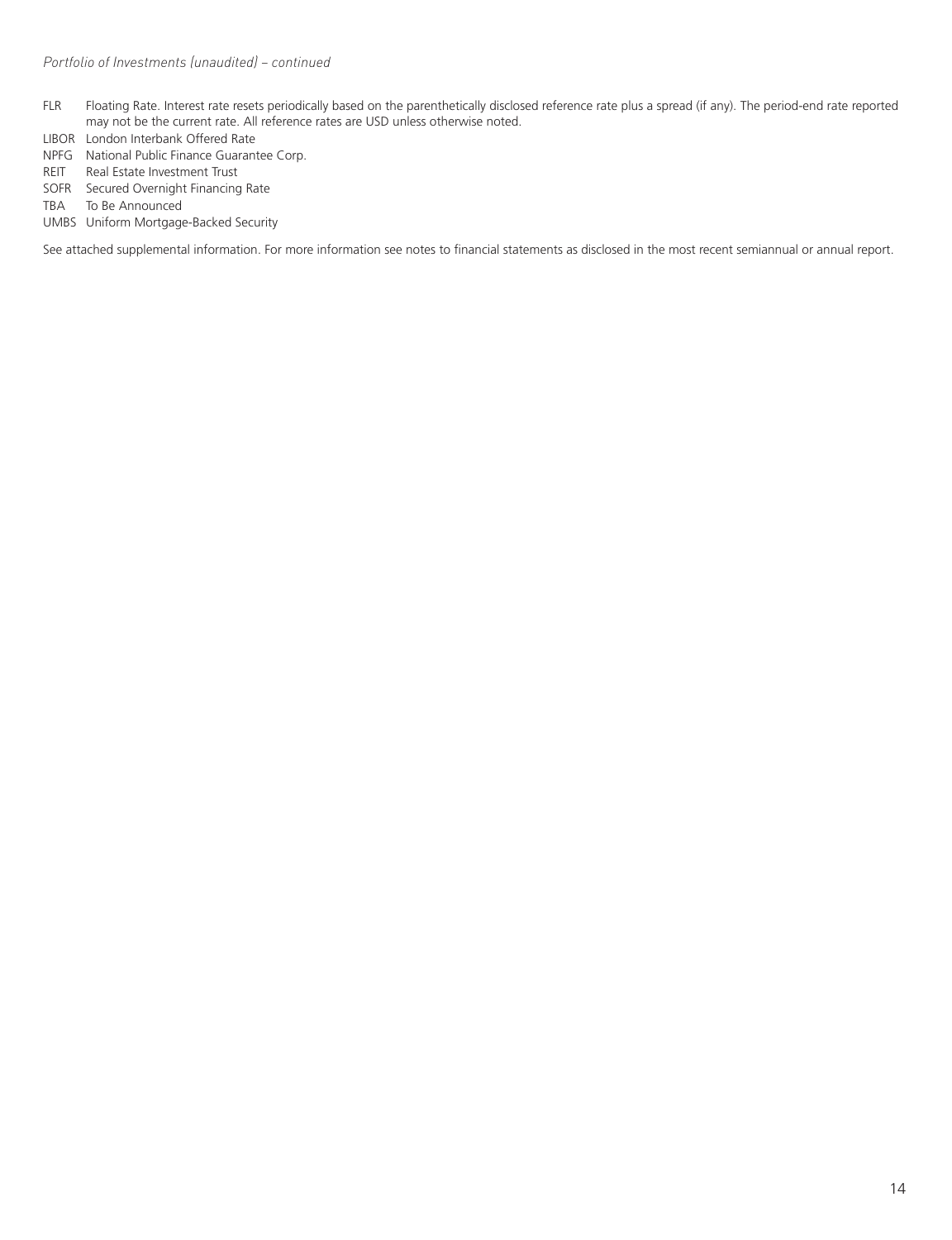*Portfolio of Investments (unaudited) – continued*

FLR Floating Rate. Interest rate resets periodically based on the parenthetically disclosed reference rate plus a spread (if any). The period-end rate reported may not be the current rate. All reference rates are USD unless otherwise noted.

LIBOR London Interbank Offered Rate

NPFG National Public Finance Guarantee Corp.

REIT Real Estate Investment Trust

SOFR Secured Overnight Financing Rate

TBA To Be Announced

UMBS Uniform Mortgage-Backed Security

See attached supplemental information. For more information see notes to financial statements as disclosed in the most recent semiannual or annual report.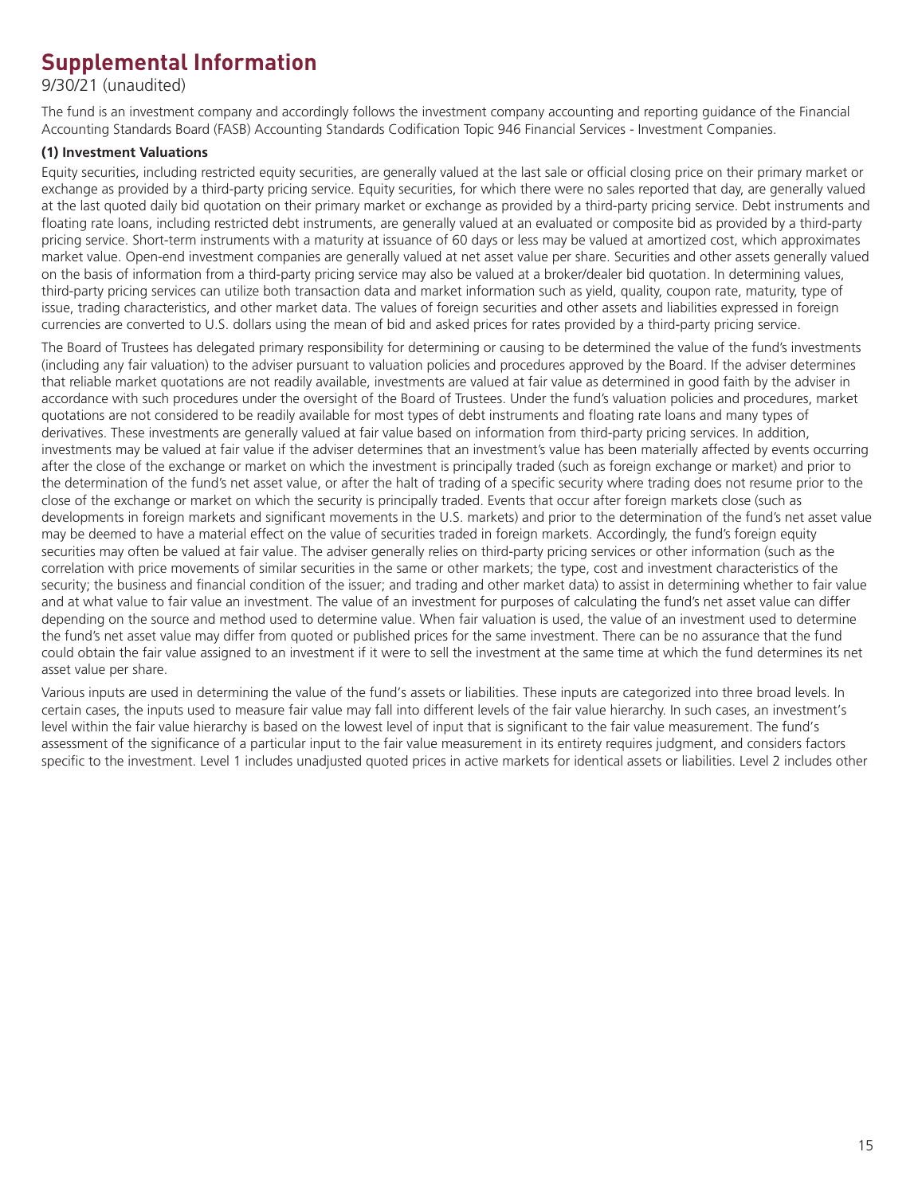# Supplemental Information

9/30/21 (unaudited)

The fund is an investment company and accordingly follows the investment company accounting and reporting guidance of the Financial Accounting Standards Board (FASB) Accounting Standards Codification Topic 946 Financial Services - Investment Companies.

**(1) Investment Valuations**

Equity securities, including restricted equity securities, are generally valued at the last sale or official closing price on their primary market or exchange as provided by a third-party pricing service. Equity securities, for which there were no sales reported that day, are generally valued at the last quoted daily bid quotation on their primary market or exchange as provided by a third-party pricing service. Debt instruments and floating rate loans, including restricted debt instruments, are generally valued at an evaluated or composite bid as provided by a third-party pricing service. Short-term instruments with a maturity at issuance of 60 days or less may be valued at amortized cost, which approximates market value. Open-end investment companies are generally valued at net asset value per share. Securities and other assets generally valued on the basis of information from a third-party pricing service may also be valued at a broker/dealer bid quotation. In determining values, third-party pricing services can utilize both transaction data and market information such as yield, quality, coupon rate, maturity, type of issue, trading characteristics, and other market data. The values of foreign securities and other assets and liabilities expressed in foreign currencies are converted to U.S. dollars using the mean of bid and asked prices for rates provided by a third-party pricing service.

The Board of Trustees has delegated primary responsibility for determining or causing to be determined the value of the fund's investments (including any fair valuation) to the adviser pursuant to valuation policies and procedures approved by the Board. If the adviser determines that reliable market quotations are not readily available, investments are valued at fair value as determined in good faith by the adviser in accordance with such procedures under the oversight of the Board of Trustees. Under the fund's valuation policies and procedures, market quotations are not considered to be readily available for most types of debt instruments and floating rate loans and many types of derivatives. These investments are generally valued at fair value based on information from third-party pricing services. In addition, investments may be valued at fair value if the adviser determines that an investment's value has been materially affected by events occurring after the close of the exchange or market on which the investment is principally traded (such as foreign exchange or market) and prior to the determination of the fund's net asset value, or after the halt of trading of a specific security where trading does not resume prior to the close of the exchange or market on which the security is principally traded. Events that occur after foreign markets close (such as developments in foreign markets and significant movements in the U.S. markets) and prior to the determination of the fund's net asset value may be deemed to have a material effect on the value of securities traded in foreign markets. Accordingly, the fund's foreign equity securities may often be valued at fair value. The adviser generally relies on third-party pricing services or other information (such as the correlation with price movements of similar securities in the same or other markets; the type, cost and investment characteristics of the security; the business and financial condition of the issuer; and trading and other market data) to assist in determining whether to fair value and at what value to fair value an investment. The value of an investment for purposes of calculating the fund's net asset value can differ depending on the source and method used to determine value. When fair valuation is used, the value of an investment used to determine the fund's net asset value may differ from quoted or published prices for the same investment. There can be no assurance that the fund could obtain the fair value assigned to an investment if it were to sell the investment at the same time at which the fund determines its net asset value per share.

Various inputs are used in determining the value of the fund's assets or liabilities. These inputs are categorized into three broad levels. In certain cases, the inputs used to measure fair value may fall into different levels of the fair value hierarchy. In such cases, an investment's level within the fair value hierarchy is based on the lowest level of input that is significant to the fair value measurement. The fund's assessment of the significance of a particular input to the fair value measurement in its entirety requires judgment, and considers factors specific to the investment. Level 1 includes unadjusted quoted prices in active markets for identical assets or liabilities. Level 2 includes other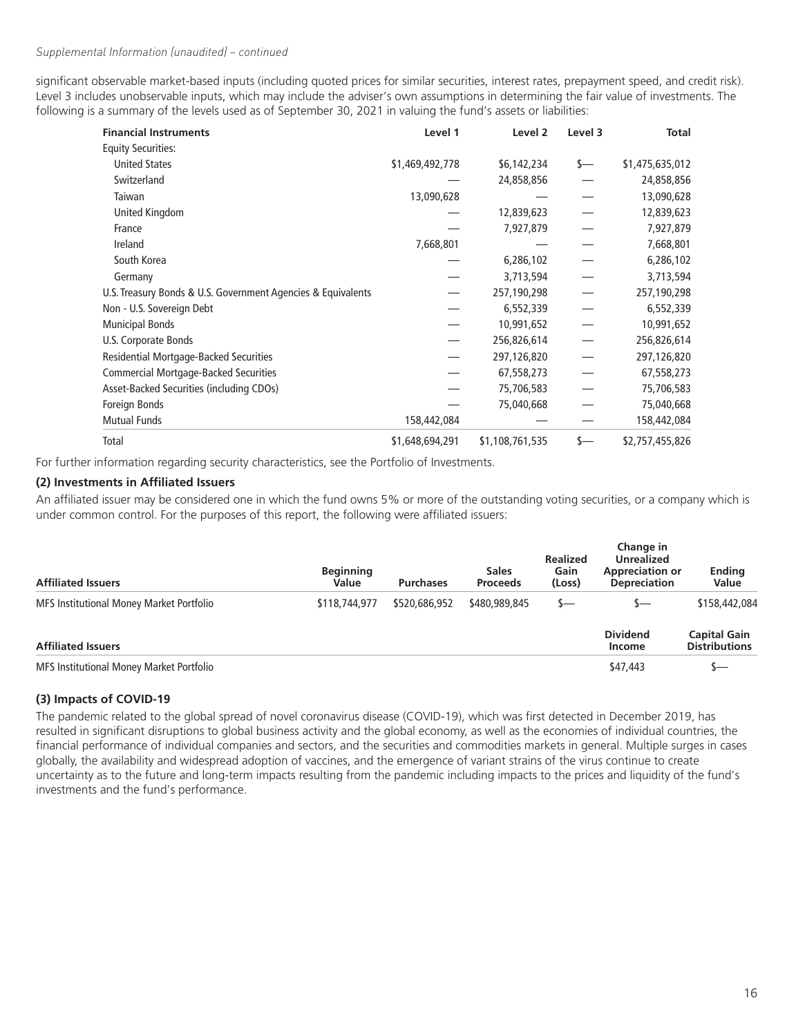*Supplemental Information (unaudited) – continued*

significant observable market-based inputs (including quoted prices for similar securities, interest rates, prepayment speed, and credit risk). Level 3 includes unobservable inputs, which may include the adviser's own assumptions in determining the fair value of investments. The following is a summary of the levels used as of September 30, 2021 in valuing the fund's assets or liabilities:

| Financial Instruments | Level 1 | Level 2 | Level 3 | Total |
|---|---|---|---|---|
| Equity Securities: | | | | |
| United States | $1,469,492,778 | $6,142,234 | $— | $1,475,635,012 |
| Switzerland | — | 24,858,856 | — | 24,858,856 |
| Taiwan | 13,090,628 | — | — | 13,090,628 |
| United Kingdom | — | 12,839,623 | — | 12,839,623 |
| France | — | 7,927,879 | — | 7,927,879 |
| Ireland | 7,668,801 | — | — | 7,668,801 |
| South Korea | — | 6,286,102 | — | 6,286,102 |
| Germany | — | 3,713,594 | — | 3,713,594 |
| U.S. Treasury Bonds & U.S. Government Agencies & Equivalents | — | 257,190,298 | — | 257,190,298 |
| Non - U.S. Sovereign Debt | — | 6,552,339 | — | 6,552,339 |
| Municipal Bonds | — | 10,991,652 | — | 10,991,652 |
| U.S. Corporate Bonds | — | 256,826,614 | — | 256,826,614 |
| Residential Mortgage-Backed Securities | — | 297,126,820 | — | 297,126,820 |
| Commercial Mortgage-Backed Securities | — | 67,558,273 | — | 67,558,273 |
| Asset-Backed Securities (including CDOs) | — | 75,706,583 | — | 75,706,583 |
| Foreign Bonds | — | 75,040,668 | — | 75,040,668 |
| Mutual Funds | 158,442,084 | — | — | 158,442,084 |
| Total | $1,648,694,291 | $1,108,761,535 | $— | $2,757,455,826 |

For further information regarding security characteristics, see the Portfolio of Investments.

**(2) Investments in Affiliated Issuers**

An affiliated issuer may be considered one in which the fund owns 5% or more of the outstanding voting securities, or a company which is under common control. For the purposes of this report, the following were affiliated issuers:

| Affiliated Issuers | Beginning Value | Purchases | Sales Proceeds | Realized Gain (Loss) | Change in Unrealized Appreciation or Depreciation | Ending Value |
|---|---|---|---|---|---|---|
| MFS Institutional Money Market Portfolio | $118,744,977 | $520,686,952 | $480,989,845 | $— | $— | $158,442,084 |

| Affiliated Issuers | Dividend Income | Capital Gain Distributions |
|---|---|---|
| MFS Institutional Money Market Portfolio | $47,443 | $— |

**(3) Impacts of COVID-19**

The pandemic related to the global spread of novel coronavirus disease (COVID-19), which was first detected in December 2019, has resulted in significant disruptions to global business activity and the global economy, as well as the economies of individual countries, the financial performance of individual companies and sectors, and the securities and commodities markets in general. Multiple surges in cases globally, the availability and widespread adoption of vaccines, and the emergence of variant strains of the virus continue to create uncertainty as to the future and long-term impacts resulting from the pandemic including impacts to the prices and liquidity of the fund's investments and the fund's performance.